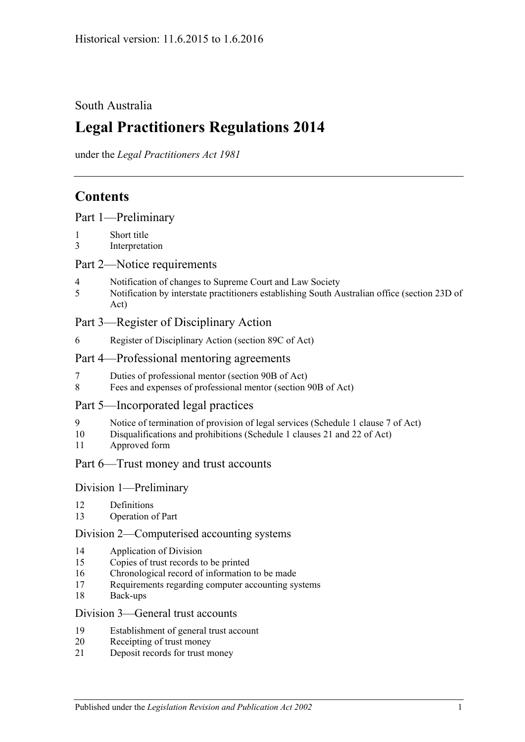Historical version: 11.6.2015 to 1.6.2016

South Australia

# Legal Practitioners Regulations 2014

under the *Legal Practitioners Act 1981*

## Contents

### Part 1—Preliminary

1 Short title
3 Interpretation

### Part 2—Notice requirements

4 Notification of changes to Supreme Court and Law Society
5 Notification by interstate practitioners establishing South Australian office (section 23D of Act)

### Part 3—Register of Disciplinary Action

6 Register of Disciplinary Action (section 89C of Act)

### Part 4—Professional mentoring agreements

7 Duties of professional mentor (section 90B of Act)
8 Fees and expenses of professional mentor (section 90B of Act)

### Part 5—Incorporated legal practices

9 Notice of termination of provision of legal services (Schedule 1 clause 7 of Act)
10 Disqualifications and prohibitions (Schedule 1 clauses 21 and 22 of Act)
11 Approved form

### Part 6—Trust money and trust accounts

#### Division 1—Preliminary

12 Definitions
13 Operation of Part

#### Division 2—Computerised accounting systems

14 Application of Division
15 Copies of trust records to be printed
16 Chronological record of information to be made
17 Requirements regarding computer accounting systems
18 Back-ups

#### Division 3—General trust accounts

19 Establishment of general trust account
20 Receipting of trust money
21 Deposit records for trust money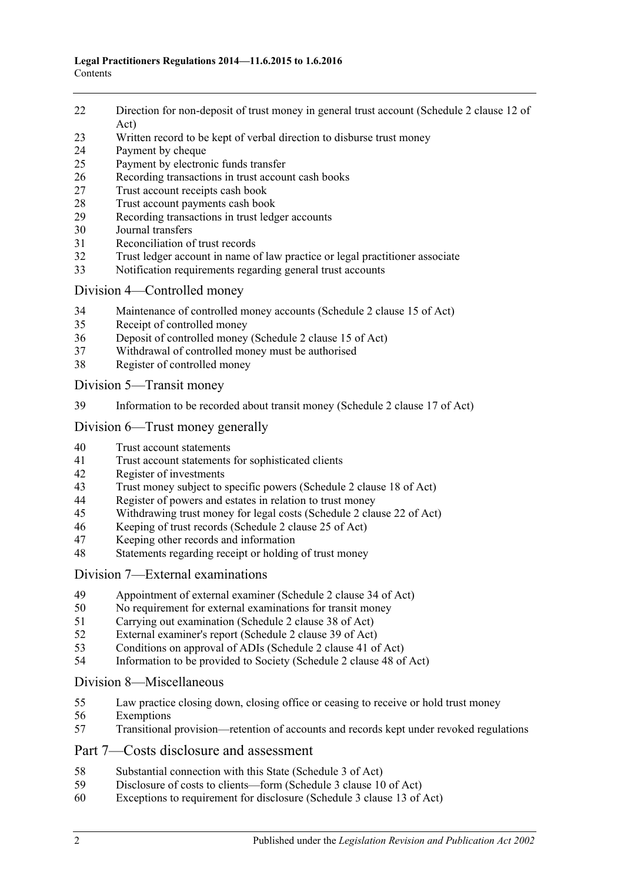22 Direction for non-deposit of trust money in general trust account (Schedule 2 clause 12 of Act)
23 Written record to be kept of verbal direction to disburse trust money
24 Payment by cheque
25 Payment by electronic funds transfer
26 Recording transactions in trust account cash books
27 Trust account receipts cash book
28 Trust account payments cash book
29 Recording transactions in trust ledger accounts
30 Journal transfers
31 Reconciliation of trust records
32 Trust ledger account in name of law practice or legal practitioner associate
33 Notification requirements regarding general trust accounts

## Division 4—Controlled money

34 Maintenance of controlled money accounts (Schedule 2 clause 15 of Act)
35 Receipt of controlled money
36 Deposit of controlled money (Schedule 2 clause 15 of Act)
37 Withdrawal of controlled money must be authorised
38 Register of controlled money

## Division 5—Transit money

39 Information to be recorded about transit money (Schedule 2 clause 17 of Act)

## Division 6—Trust money generally

40 Trust account statements
41 Trust account statements for sophisticated clients
42 Register of investments
43 Trust money subject to specific powers (Schedule 2 clause 18 of Act)
44 Register of powers and estates in relation to trust money
45 Withdrawing trust money for legal costs (Schedule 2 clause 22 of Act)
46 Keeping of trust records (Schedule 2 clause 25 of Act)
47 Keeping other records and information
48 Statements regarding receipt or holding of trust money

## Division 7—External examinations

49 Appointment of external examiner (Schedule 2 clause 34 of Act)
50 No requirement for external examinations for transit money
51 Carrying out examination (Schedule 2 clause 38 of Act)
52 External examiner's report (Schedule 2 clause 39 of Act)
53 Conditions on approval of ADIs (Schedule 2 clause 41 of Act)
54 Information to be provided to Society (Schedule 2 clause 48 of Act)

## Division 8—Miscellaneous

55 Law practice closing down, closing office or ceasing to receive or hold trust money
56 Exemptions
57 Transitional provision—retention of accounts and records kept under revoked regulations

# Part 7—Costs disclosure and assessment

58 Substantial connection with this State (Schedule 3 of Act)
59 Disclosure of costs to clients—form (Schedule 3 clause 10 of Act)
60 Exceptions to requirement for disclosure (Schedule 3 clause 13 of Act)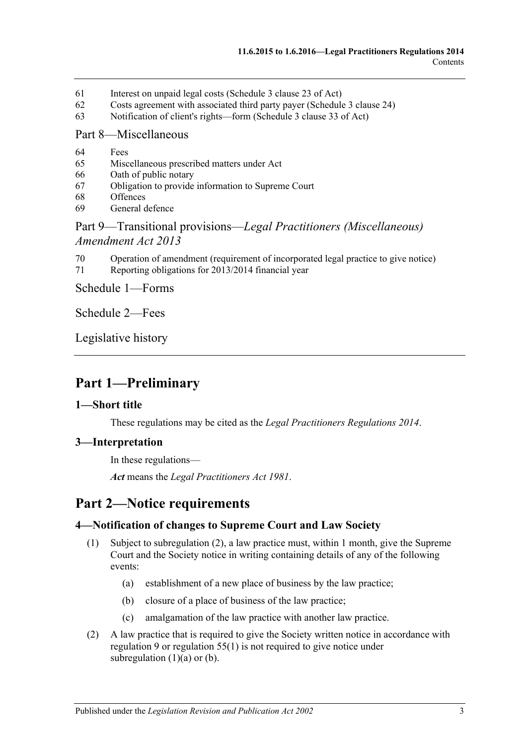61 Interest on unpaid legal costs (Schedule 3 clause 23 of Act)
62 Costs agreement with associated third party payer (Schedule 3 clause 24)
63 Notification of client's rights—form (Schedule 3 clause 33 of Act)

Part 8—Miscellaneous

64 Fees
65 Miscellaneous prescribed matters under Act
66 Oath of public notary
67 Obligation to provide information to Supreme Court
68 Offences
69 General defence

Part 9—Transitional provisions—*Legal Practitioners (Miscellaneous) Amendment Act 2013*

70 Operation of amendment (requirement of incorporated legal practice to give notice)
71 Reporting obligations for 2013/2014 financial year

Schedule 1—Forms

Schedule 2—Fees

Legislative history

# Part 1—Preliminary

## 1—Short title

These regulations may be cited as the *Legal Practitioners Regulations 2014*.

## 3—Interpretation

In these regulations—

***Act*** means the *Legal Practitioners Act 1981*.

# Part 2—Notice requirements

## 4—Notification of changes to Supreme Court and Law Society

(1) Subject to subregulation (2), a law practice must, within 1 month, give the Supreme Court and the Society notice in writing containing details of any of the following events:

(a) establishment of a new place of business by the law practice;

(b) closure of a place of business of the law practice;

(c) amalgamation of the law practice with another law practice.

(2) A law practice that is required to give the Society written notice in accordance with regulation 9 or regulation 55(1) is not required to give notice under subregulation (1)(a) or (b).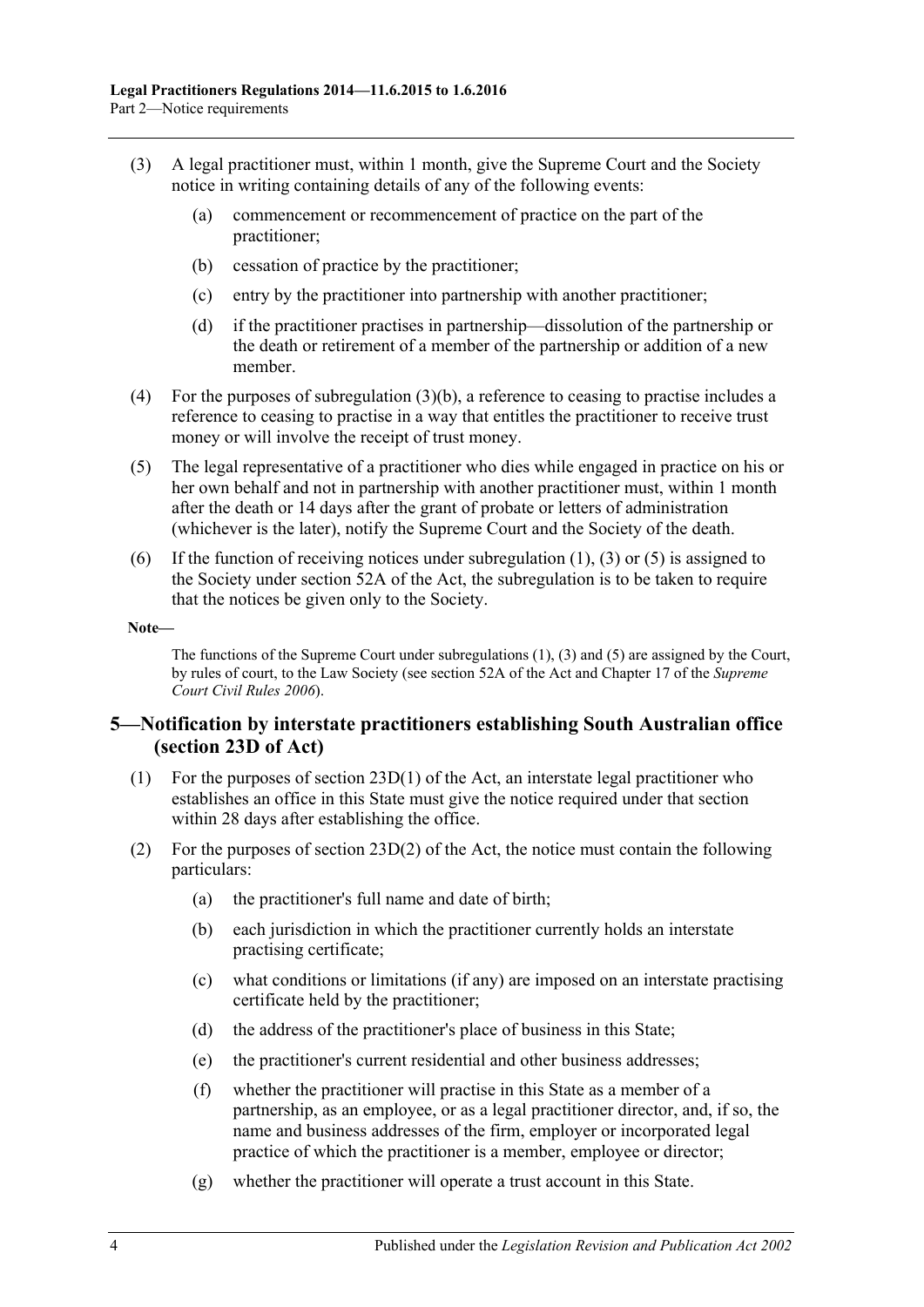(3) A legal practitioner must, within 1 month, give the Supreme Court and the Society notice in writing containing details of any of the following events:

(a) commencement or recommencement of practice on the part of the practitioner;

(b) cessation of practice by the practitioner;

(c) entry by the practitioner into partnership with another practitioner;

(d) if the practitioner practises in partnership—dissolution of the partnership or the death or retirement of a member of the partnership or addition of a new member.

(4) For the purposes of subregulation (3)(b), a reference to ceasing to practise includes a reference to ceasing to practise in a way that entitles the practitioner to receive trust money or will involve the receipt of trust money.

(5) The legal representative of a practitioner who dies while engaged in practice on his or her own behalf and not in partnership with another practitioner must, within 1 month after the death or 14 days after the grant of probate or letters of administration (whichever is the later), notify the Supreme Court and the Society of the death.

(6) If the function of receiving notices under subregulation (1), (3) or (5) is assigned to the Society under section 52A of the Act, the subregulation is to be taken to require that the notices be given only to the Society.

**Note—**

The functions of the Supreme Court under subregulations (1), (3) and (5) are assigned by the Court, by rules of court, to the Law Society (see section 52A of the Act and Chapter 17 of the *Supreme Court Civil Rules 2006*).

## 5—Notification by interstate practitioners establishing South Australian office (section 23D of Act)

(1) For the purposes of section 23D(1) of the Act, an interstate legal practitioner who establishes an office in this State must give the notice required under that section within 28 days after establishing the office.

(2) For the purposes of section 23D(2) of the Act, the notice must contain the following particulars:

(a) the practitioner's full name and date of birth;

(b) each jurisdiction in which the practitioner currently holds an interstate practising certificate;

(c) what conditions or limitations (if any) are imposed on an interstate practising certificate held by the practitioner;

(d) the address of the practitioner's place of business in this State;

(e) the practitioner's current residential and other business addresses;

(f) whether the practitioner will practise in this State as a member of a partnership, as an employee, or as a legal practitioner director, and, if so, the name and business addresses of the firm, employer or incorporated legal practice of which the practitioner is a member, employee or director;

(g) whether the practitioner will operate a trust account in this State.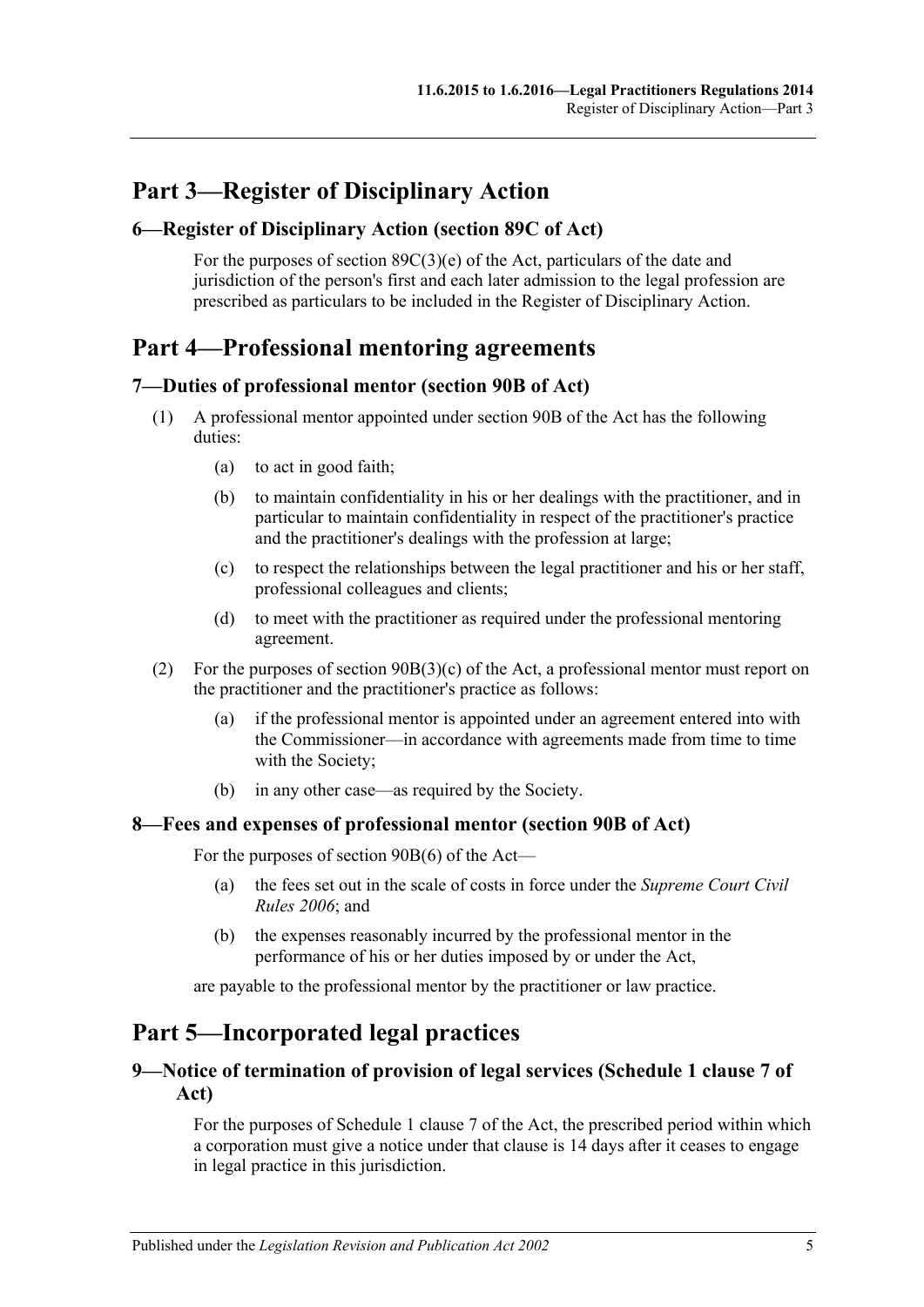# Part 3—Register of Disciplinary Action

## 6—Register of Disciplinary Action (section 89C of Act)

For the purposes of section 89C(3)(e) of the Act, particulars of the date and jurisdiction of the person's first and each later admission to the legal profession are prescribed as particulars to be included in the Register of Disciplinary Action.

# Part 4—Professional mentoring agreements

## 7—Duties of professional mentor (section 90B of Act)

(1) A professional mentor appointed under section 90B of the Act has the following duties:

(a) to act in good faith;

(b) to maintain confidentiality in his or her dealings with the practitioner, and in particular to maintain confidentiality in respect of the practitioner's practice and the practitioner's dealings with the profession at large;

(c) to respect the relationships between the legal practitioner and his or her staff, professional colleagues and clients;

(d) to meet with the practitioner as required under the professional mentoring agreement.

(2) For the purposes of section 90B(3)(c) of the Act, a professional mentor must report on the practitioner and the practitioner's practice as follows:

(a) if the professional mentor is appointed under an agreement entered into with the Commissioner—in accordance with agreements made from time to time with the Society;

(b) in any other case—as required by the Society.

## 8—Fees and expenses of professional mentor (section 90B of Act)

For the purposes of section 90B(6) of the Act—

(a) the fees set out in the scale of costs in force under the *Supreme Court Civil Rules 2006*; and

(b) the expenses reasonably incurred by the professional mentor in the performance of his or her duties imposed by or under the Act,

are payable to the professional mentor by the practitioner or law practice.

# Part 5—Incorporated legal practices

## 9—Notice of termination of provision of legal services (Schedule 1 clause 7 of Act)

For the purposes of Schedule 1 clause 7 of the Act, the prescribed period within which a corporation must give a notice under that clause is 14 days after it ceases to engage in legal practice in this jurisdiction.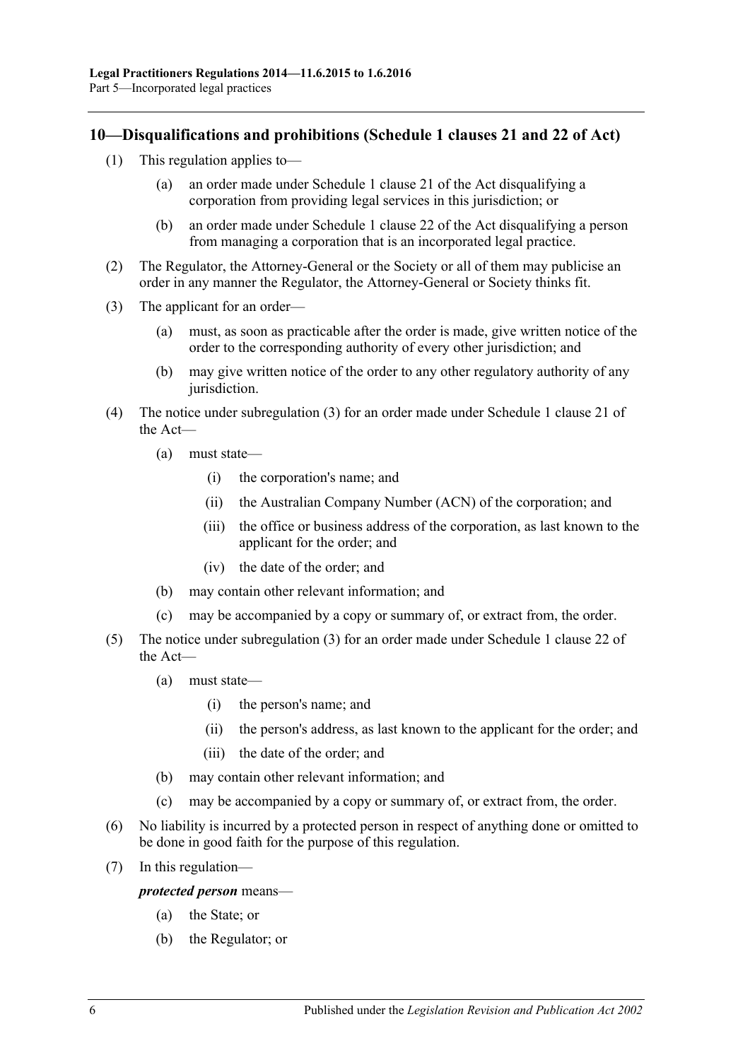## 10—Disqualifications and prohibitions (Schedule 1 clauses 21 and 22 of Act)

(1) This regulation applies to—

(a) an order made under Schedule 1 clause 21 of the Act disqualifying a corporation from providing legal services in this jurisdiction; or

(b) an order made under Schedule 1 clause 22 of the Act disqualifying a person from managing a corporation that is an incorporated legal practice.

(2) The Regulator, the Attorney-General or the Society or all of them may publicise an order in any manner the Regulator, the Attorney-General or Society thinks fit.

(3) The applicant for an order—

(a) must, as soon as practicable after the order is made, give written notice of the order to the corresponding authority of every other jurisdiction; and

(b) may give written notice of the order to any other regulatory authority of any jurisdiction.

(4) The notice under subregulation (3) for an order made under Schedule 1 clause 21 of the Act—

(a) must state—

(i) the corporation's name; and

(ii) the Australian Company Number (ACN) of the corporation; and

(iii) the office or business address of the corporation, as last known to the applicant for the order; and

(iv) the date of the order; and

(b) may contain other relevant information; and

(c) may be accompanied by a copy or summary of, or extract from, the order.

(5) The notice under subregulation (3) for an order made under Schedule 1 clause 22 of the Act—

(a) must state—

(i) the person's name; and

(ii) the person's address, as last known to the applicant for the order; and

(iii) the date of the order; and

(b) may contain other relevant information; and

(c) may be accompanied by a copy or summary of, or extract from, the order.

(6) No liability is incurred by a protected person in respect of anything done or omitted to be done in good faith for the purpose of this regulation.

(7) In this regulation—

***protected person*** means—

(a) the State; or

(b) the Regulator; or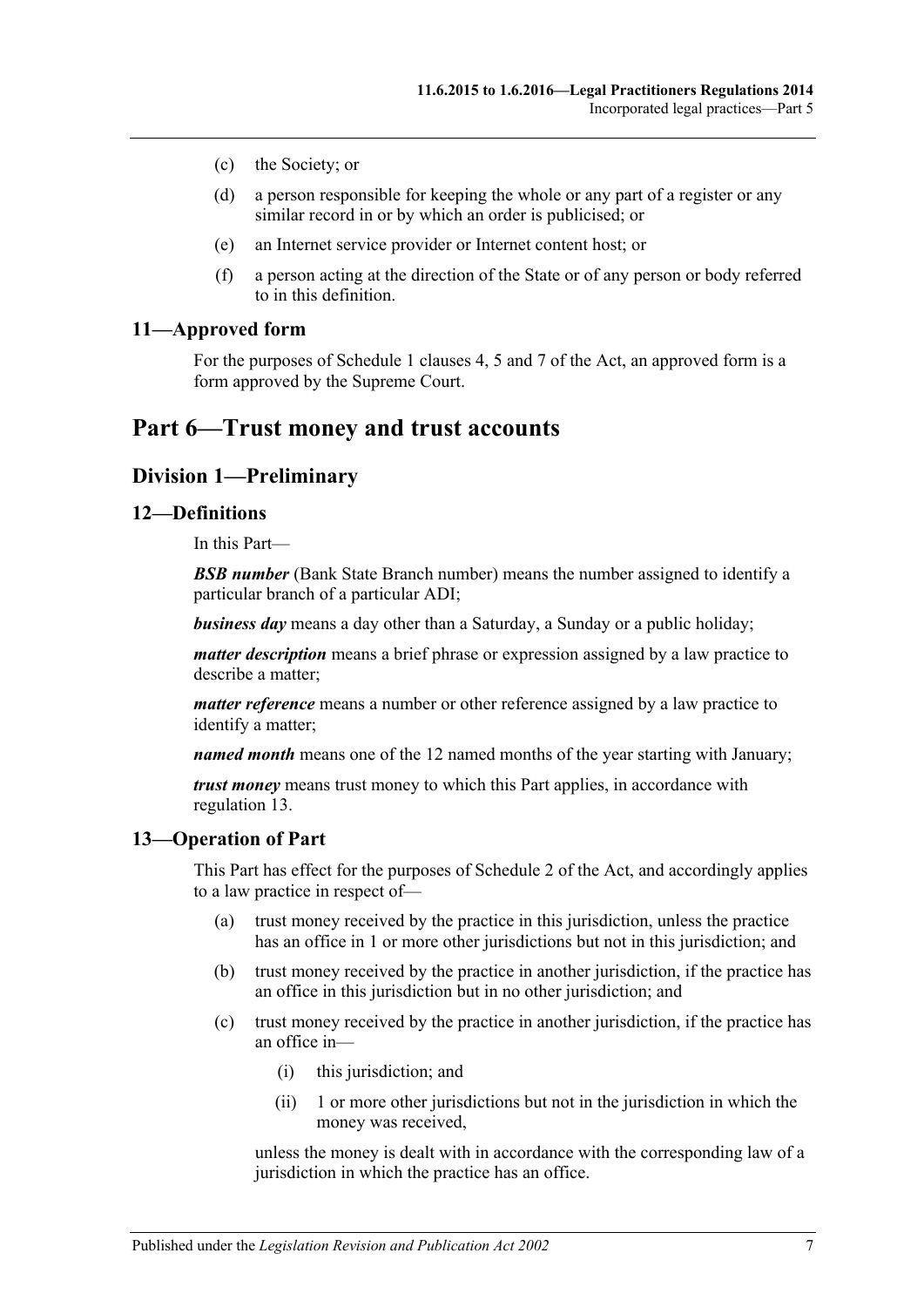(c) the Society; or

(d) a person responsible for keeping the whole or any part of a register or any similar record in or by which an order is publicised; or

(e) an Internet service provider or Internet content host; or

(f) a person acting at the direction of the State or of any person or body referred to in this definition.

### 11—Approved form

For the purposes of Schedule 1 clauses 4, 5 and 7 of the Act, an approved form is a form approved by the Supreme Court.

# Part 6—Trust money and trust accounts

## Division 1—Preliminary

### 12—Definitions

In this Part—

***BSB number*** (Bank State Branch number) means the number assigned to identify a particular branch of a particular ADI;

***business day*** means a day other than a Saturday, a Sunday or a public holiday;

***matter description*** means a brief phrase or expression assigned by a law practice to describe a matter;

***matter reference*** means a number or other reference assigned by a law practice to identify a matter;

***named month*** means one of the 12 named months of the year starting with January;

***trust money*** means trust money to which this Part applies, in accordance with regulation 13.

### 13—Operation of Part

This Part has effect for the purposes of Schedule 2 of the Act, and accordingly applies to a law practice in respect of—

(a) trust money received by the practice in this jurisdiction, unless the practice has an office in 1 or more other jurisdictions but not in this jurisdiction; and

(b) trust money received by the practice in another jurisdiction, if the practice has an office in this jurisdiction but in no other jurisdiction; and

(c) trust money received by the practice in another jurisdiction, if the practice has an office in—

  (i) this jurisdiction; and

  (ii) 1 or more other jurisdictions but not in the jurisdiction in which the money was received,

unless the money is dealt with in accordance with the corresponding law of a jurisdiction in which the practice has an office.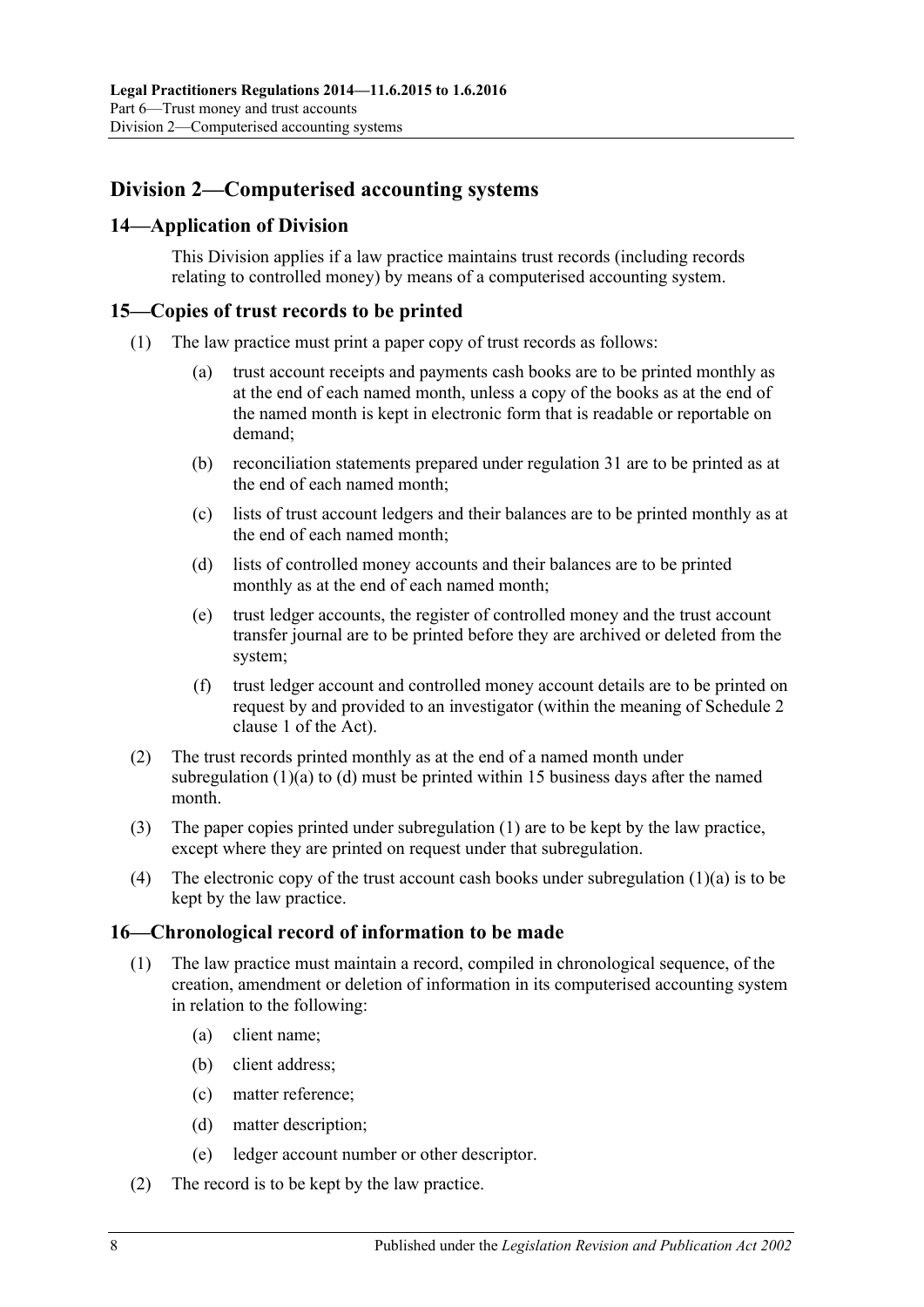## Division 2—Computerised accounting systems

### 14—Application of Division

This Division applies if a law practice maintains trust records (including records relating to controlled money) by means of a computerised accounting system.

### 15—Copies of trust records to be printed

(1) The law practice must print a paper copy of trust records as follows:

(a) trust account receipts and payments cash books are to be printed monthly as at the end of each named month, unless a copy of the books as at the end of the named month is kept in electronic form that is readable or reportable on demand;

(b) reconciliation statements prepared under regulation 31 are to be printed as at the end of each named month;

(c) lists of trust account ledgers and their balances are to be printed monthly as at the end of each named month;

(d) lists of controlled money accounts and their balances are to be printed monthly as at the end of each named month;

(e) trust ledger accounts, the register of controlled money and the trust account transfer journal are to be printed before they are archived or deleted from the system;

(f) trust ledger account and controlled money account details are to be printed on request by and provided to an investigator (within the meaning of Schedule 2 clause 1 of the Act).

(2) The trust records printed monthly as at the end of a named month under subregulation (1)(a) to (d) must be printed within 15 business days after the named month.

(3) The paper copies printed under subregulation (1) are to be kept by the law practice, except where they are printed on request under that subregulation.

(4) The electronic copy of the trust account cash books under subregulation (1)(a) is to be kept by the law practice.

### 16—Chronological record of information to be made

(1) The law practice must maintain a record, compiled in chronological sequence, of the creation, amendment or deletion of information in its computerised accounting system in relation to the following:

(a) client name;

(b) client address;

(c) matter reference;

(d) matter description;

(e) ledger account number or other descriptor.

(2) The record is to be kept by the law practice.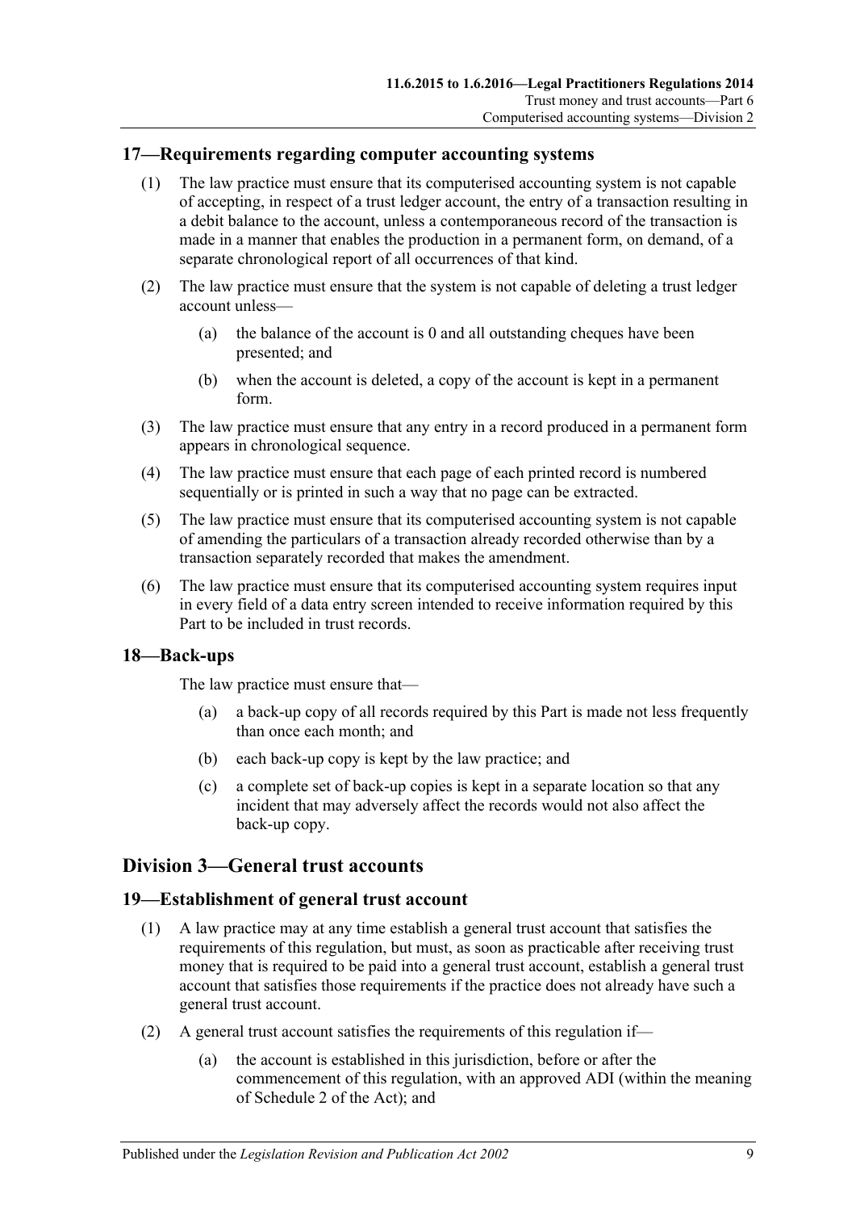## 17—Requirements regarding computer accounting systems

(1) The law practice must ensure that its computerised accounting system is not capable of accepting, in respect of a trust ledger account, the entry of a transaction resulting in a debit balance to the account, unless a contemporaneous record of the transaction is made in a manner that enables the production in a permanent form, on demand, of a separate chronological report of all occurrences of that kind.

(2) The law practice must ensure that the system is not capable of deleting a trust ledger account unless—

(a) the balance of the account is 0 and all outstanding cheques have been presented; and

(b) when the account is deleted, a copy of the account is kept in a permanent form.

(3) The law practice must ensure that any entry in a record produced in a permanent form appears in chronological sequence.

(4) The law practice must ensure that each page of each printed record is numbered sequentially or is printed in such a way that no page can be extracted.

(5) The law practice must ensure that its computerised accounting system is not capable of amending the particulars of a transaction already recorded otherwise than by a transaction separately recorded that makes the amendment.

(6) The law practice must ensure that its computerised accounting system requires input in every field of a data entry screen intended to receive information required by this Part to be included in trust records.

## 18—Back-ups

The law practice must ensure that—

(a) a back-up copy of all records required by this Part is made not less frequently than once each month; and

(b) each back-up copy is kept by the law practice; and

(c) a complete set of back-up copies is kept in a separate location so that any incident that may adversely affect the records would not also affect the back-up copy.

# Division 3—General trust accounts

## 19—Establishment of general trust account

(1) A law practice may at any time establish a general trust account that satisfies the requirements of this regulation, but must, as soon as practicable after receiving trust money that is required to be paid into a general trust account, establish a general trust account that satisfies those requirements if the practice does not already have such a general trust account.

(2) A general trust account satisfies the requirements of this regulation if—

(a) the account is established in this jurisdiction, before or after the commencement of this regulation, with an approved ADI (within the meaning of Schedule 2 of the Act); and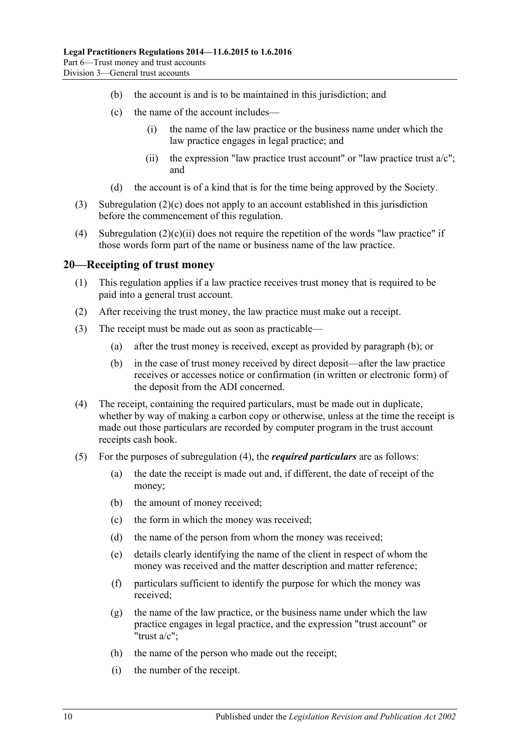(b) the account is and is to be maintained in this jurisdiction; and

(c) the name of the account includes—

(i) the name of the law practice or the business name under which the law practice engages in legal practice; and

(ii) the expression "law practice trust account" or "law practice trust a/c"; and

(d) the account is of a kind that is for the time being approved by the Society.

(3) Subregulation (2)(c) does not apply to an account established in this jurisdiction before the commencement of this regulation.

(4) Subregulation (2)(c)(ii) does not require the repetition of the words "law practice" if those words form part of the name or business name of the law practice.

## 20—Receipting of trust money

(1) This regulation applies if a law practice receives trust money that is required to be paid into a general trust account.

(2) After receiving the trust money, the law practice must make out a receipt.

(3) The receipt must be made out as soon as practicable—

(a) after the trust money is received, except as provided by paragraph (b); or

(b) in the case of trust money received by direct deposit—after the law practice receives or accesses notice or confirmation (in written or electronic form) of the deposit from the ADI concerned.

(4) The receipt, containing the required particulars, must be made out in duplicate, whether by way of making a carbon copy or otherwise, unless at the time the receipt is made out those particulars are recorded by computer program in the trust account receipts cash book.

(5) For the purposes of subregulation (4), the ***required particulars*** are as follows:

(a) the date the receipt is made out and, if different, the date of receipt of the money;

(b) the amount of money received;

(c) the form in which the money was received;

(d) the name of the person from whom the money was received;

(e) details clearly identifying the name of the client in respect of whom the money was received and the matter description and matter reference;

(f) particulars sufficient to identify the purpose for which the money was received;

(g) the name of the law practice, or the business name under which the law practice engages in legal practice, and the expression "trust account" or "trust a/c";

(h) the name of the person who made out the receipt;

(i) the number of the receipt.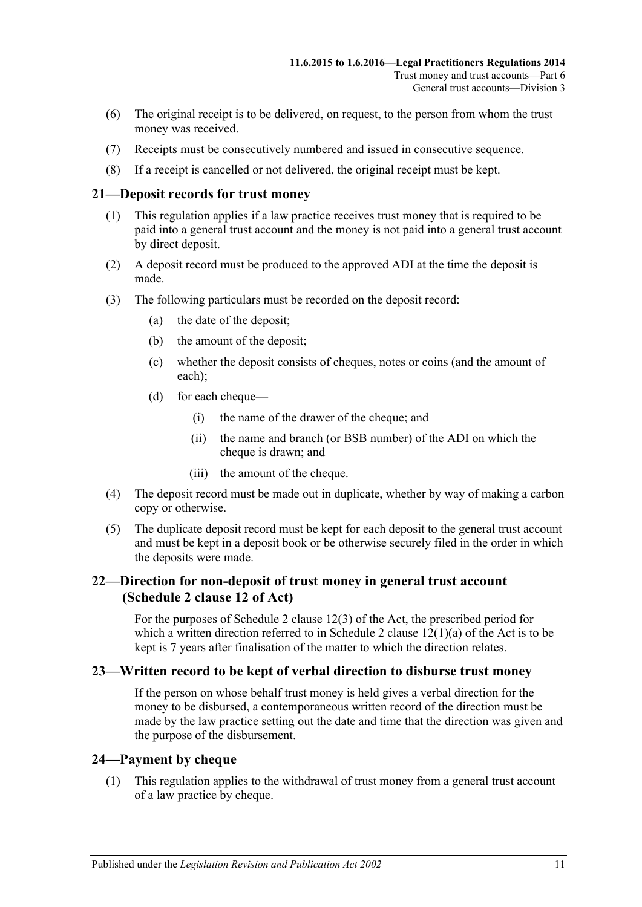(6) The original receipt is to be delivered, on request, to the person from whom the trust money was received.

(7) Receipts must be consecutively numbered and issued in consecutive sequence.

(8) If a receipt is cancelled or not delivered, the original receipt must be kept.

## 21—Deposit records for trust money

(1) This regulation applies if a law practice receives trust money that is required to be paid into a general trust account and the money is not paid into a general trust account by direct deposit.

(2) A deposit record must be produced to the approved ADI at the time the deposit is made.

(3) The following particulars must be recorded on the deposit record:

- (a) the date of the deposit;
- (b) the amount of the deposit;
- (c) whether the deposit consists of cheques, notes or coins (and the amount of each);
- (d) for each cheque—
  - (i) the name of the drawer of the cheque; and
  - (ii) the name and branch (or BSB number) of the ADI on which the cheque is drawn; and
  - (iii) the amount of the cheque.

(4) The deposit record must be made out in duplicate, whether by way of making a carbon copy or otherwise.

(5) The duplicate deposit record must be kept for each deposit to the general trust account and must be kept in a deposit book or be otherwise securely filed in the order in which the deposits were made.

## 22—Direction for non-deposit of trust money in general trust account (Schedule 2 clause 12 of Act)

For the purposes of Schedule 2 clause 12(3) of the Act, the prescribed period for which a written direction referred to in Schedule 2 clause 12(1)(a) of the Act is to be kept is 7 years after finalisation of the matter to which the direction relates.

## 23—Written record to be kept of verbal direction to disburse trust money

If the person on whose behalf trust money is held gives a verbal direction for the money to be disbursed, a contemporaneous written record of the direction must be made by the law practice setting out the date and time that the direction was given and the purpose of the disbursement.

## 24—Payment by cheque

(1) This regulation applies to the withdrawal of trust money from a general trust account of a law practice by cheque.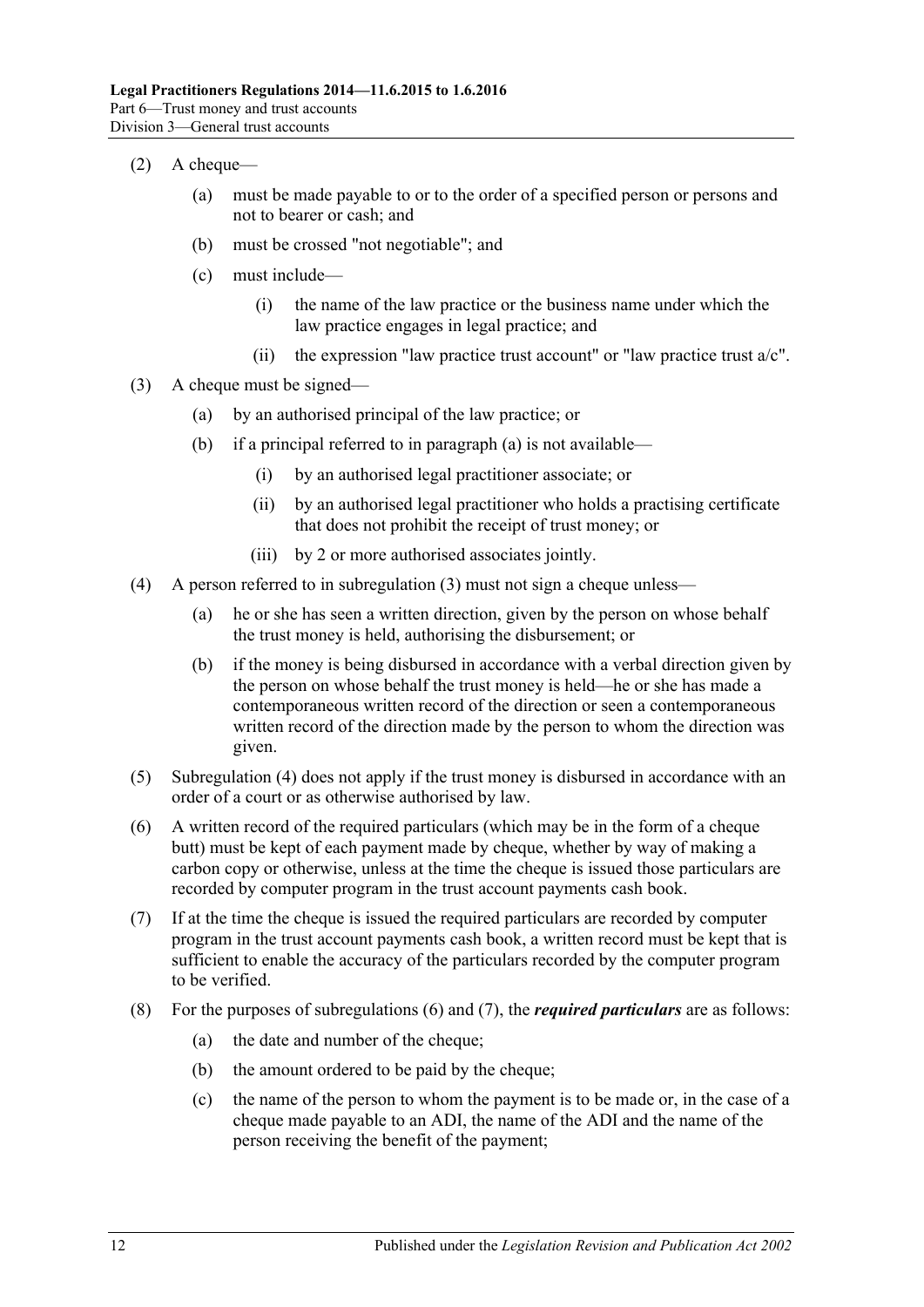(2) A cheque—

(a) must be made payable to or to the order of a specified person or persons and not to bearer or cash; and

(b) must be crossed "not negotiable"; and

(c) must include—

(i) the name of the law practice or the business name under which the law practice engages in legal practice; and

(ii) the expression "law practice trust account" or "law practice trust a/c".

(3) A cheque must be signed—

(a) by an authorised principal of the law practice; or

(b) if a principal referred to in paragraph (a) is not available—

(i) by an authorised legal practitioner associate; or

(ii) by an authorised legal practitioner who holds a practising certificate that does not prohibit the receipt of trust money; or

(iii) by 2 or more authorised associates jointly.

(4) A person referred to in subregulation (3) must not sign a cheque unless—

(a) he or she has seen a written direction, given by the person on whose behalf the trust money is held, authorising the disbursement; or

(b) if the money is being disbursed in accordance with a verbal direction given by the person on whose behalf the trust money is held—he or she has made a contemporaneous written record of the direction or seen a contemporaneous written record of the direction made by the person to whom the direction was given.

(5) Subregulation (4) does not apply if the trust money is disbursed in accordance with an order of a court or as otherwise authorised by law.

(6) A written record of the required particulars (which may be in the form of a cheque butt) must be kept of each payment made by cheque, whether by way of making a carbon copy or otherwise, unless at the time the cheque is issued those particulars are recorded by computer program in the trust account payments cash book.

(7) If at the time the cheque is issued the required particulars are recorded by computer program in the trust account payments cash book, a written record must be kept that is sufficient to enable the accuracy of the particulars recorded by the computer program to be verified.

(8) For the purposes of subregulations (6) and (7), the ***required particulars*** are as follows:

(a) the date and number of the cheque;

(b) the amount ordered to be paid by the cheque;

(c) the name of the person to whom the payment is to be made or, in the case of a cheque made payable to an ADI, the name of the ADI and the name of the person receiving the benefit of the payment;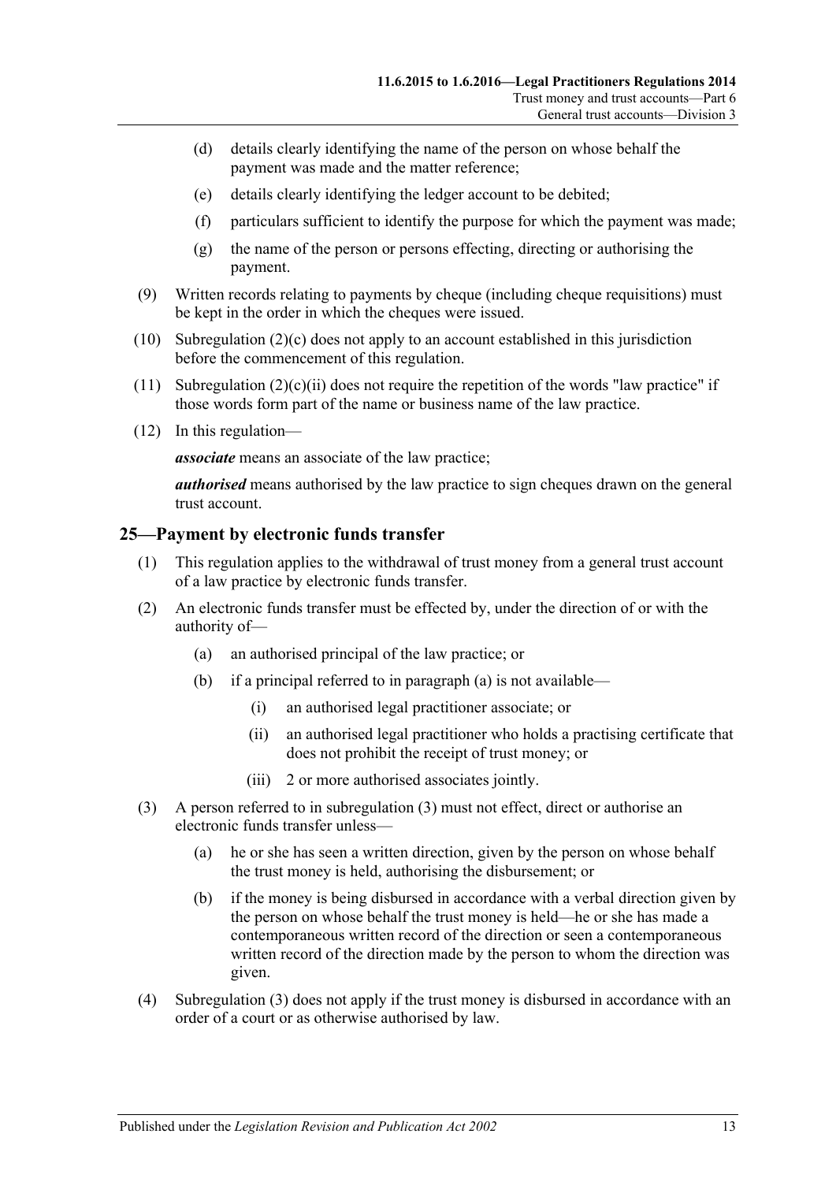(d) details clearly identifying the name of the person on whose behalf the payment was made and the matter reference;

(e) details clearly identifying the ledger account to be debited;

(f) particulars sufficient to identify the purpose for which the payment was made;

(g) the name of the person or persons effecting, directing or authorising the payment.

(9) Written records relating to payments by cheque (including cheque requisitions) must be kept in the order in which the cheques were issued.

(10) Subregulation (2)(c) does not apply to an account established in this jurisdiction before the commencement of this regulation.

(11) Subregulation (2)(c)(ii) does not require the repetition of the words "law practice" if those words form part of the name or business name of the law practice.

(12) In this regulation—

***associate*** means an associate of the law practice;

***authorised*** means authorised by the law practice to sign cheques drawn on the general trust account.

## 25—Payment by electronic funds transfer

(1) This regulation applies to the withdrawal of trust money from a general trust account of a law practice by electronic funds transfer.

(2) An electronic funds transfer must be effected by, under the direction of or with the authority of—

(a) an authorised principal of the law practice; or

(b) if a principal referred to in paragraph (a) is not available—

(i) an authorised legal practitioner associate; or

(ii) an authorised legal practitioner who holds a practising certificate that does not prohibit the receipt of trust money; or

(iii) 2 or more authorised associates jointly.

(3) A person referred to in subregulation (3) must not effect, direct or authorise an electronic funds transfer unless—

(a) he or she has seen a written direction, given by the person on whose behalf the trust money is held, authorising the disbursement; or

(b) if the money is being disbursed in accordance with a verbal direction given by the person on whose behalf the trust money is held—he or she has made a contemporaneous written record of the direction or seen a contemporaneous written record of the direction made by the person to whom the direction was given.

(4) Subregulation (3) does not apply if the trust money is disbursed in accordance with an order of a court or as otherwise authorised by law.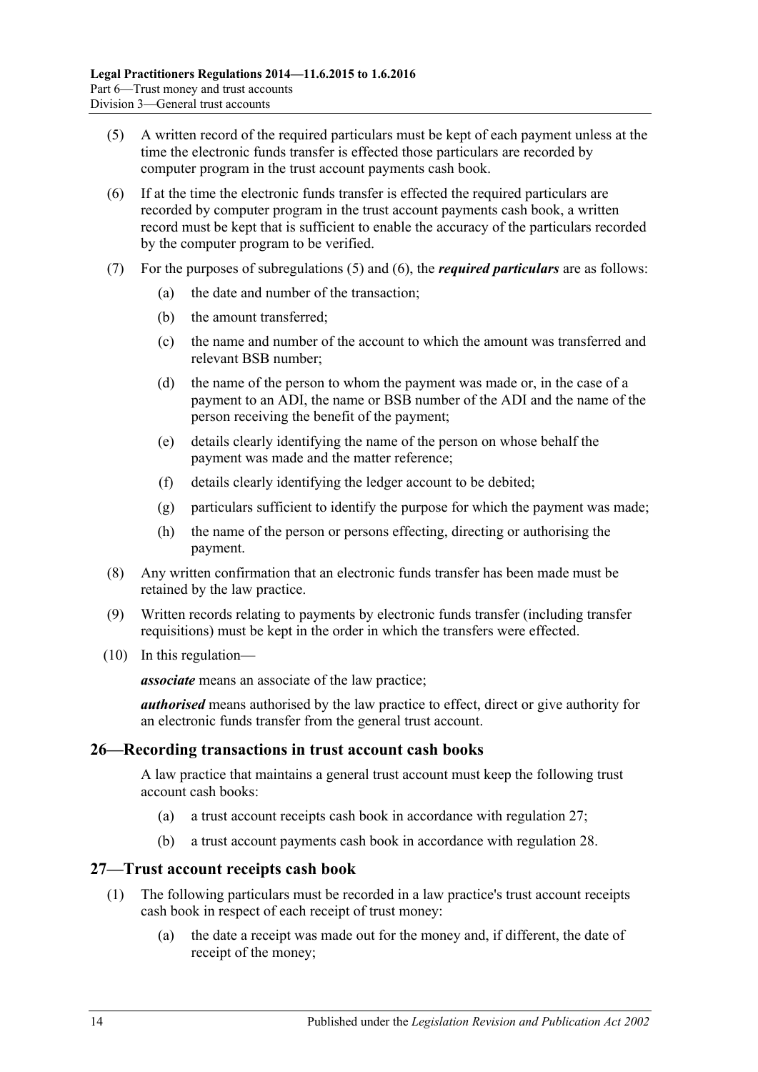(5) A written record of the required particulars must be kept of each payment unless at the time the electronic funds transfer is effected those particulars are recorded by computer program in the trust account payments cash book.

(6) If at the time the electronic funds transfer is effected the required particulars are recorded by computer program in the trust account payments cash book, a written record must be kept that is sufficient to enable the accuracy of the particulars recorded by the computer program to be verified.

(7) For the purposes of subregulations (5) and (6), the ***required particulars*** are as follows:

(a) the date and number of the transaction;

(b) the amount transferred;

(c) the name and number of the account to which the amount was transferred and relevant BSB number;

(d) the name of the person to whom the payment was made or, in the case of a payment to an ADI, the name or BSB number of the ADI and the name of the person receiving the benefit of the payment;

(e) details clearly identifying the name of the person on whose behalf the payment was made and the matter reference;

(f) details clearly identifying the ledger account to be debited;

(g) particulars sufficient to identify the purpose for which the payment was made;

(h) the name of the person or persons effecting, directing or authorising the payment.

(8) Any written confirmation that an electronic funds transfer has been made must be retained by the law practice.

(9) Written records relating to payments by electronic funds transfer (including transfer requisitions) must be kept in the order in which the transfers were effected.

(10) In this regulation—

***associate*** means an associate of the law practice;

***authorised*** means authorised by the law practice to effect, direct or give authority for an electronic funds transfer from the general trust account.

## 26—Recording transactions in trust account cash books

A law practice that maintains a general trust account must keep the following trust account cash books:

(a) a trust account receipts cash book in accordance with regulation 27;

(b) a trust account payments cash book in accordance with regulation 28.

## 27—Trust account receipts cash book

(1) The following particulars must be recorded in a law practice's trust account receipts cash book in respect of each receipt of trust money:

(a) the date a receipt was made out for the money and, if different, the date of receipt of the money;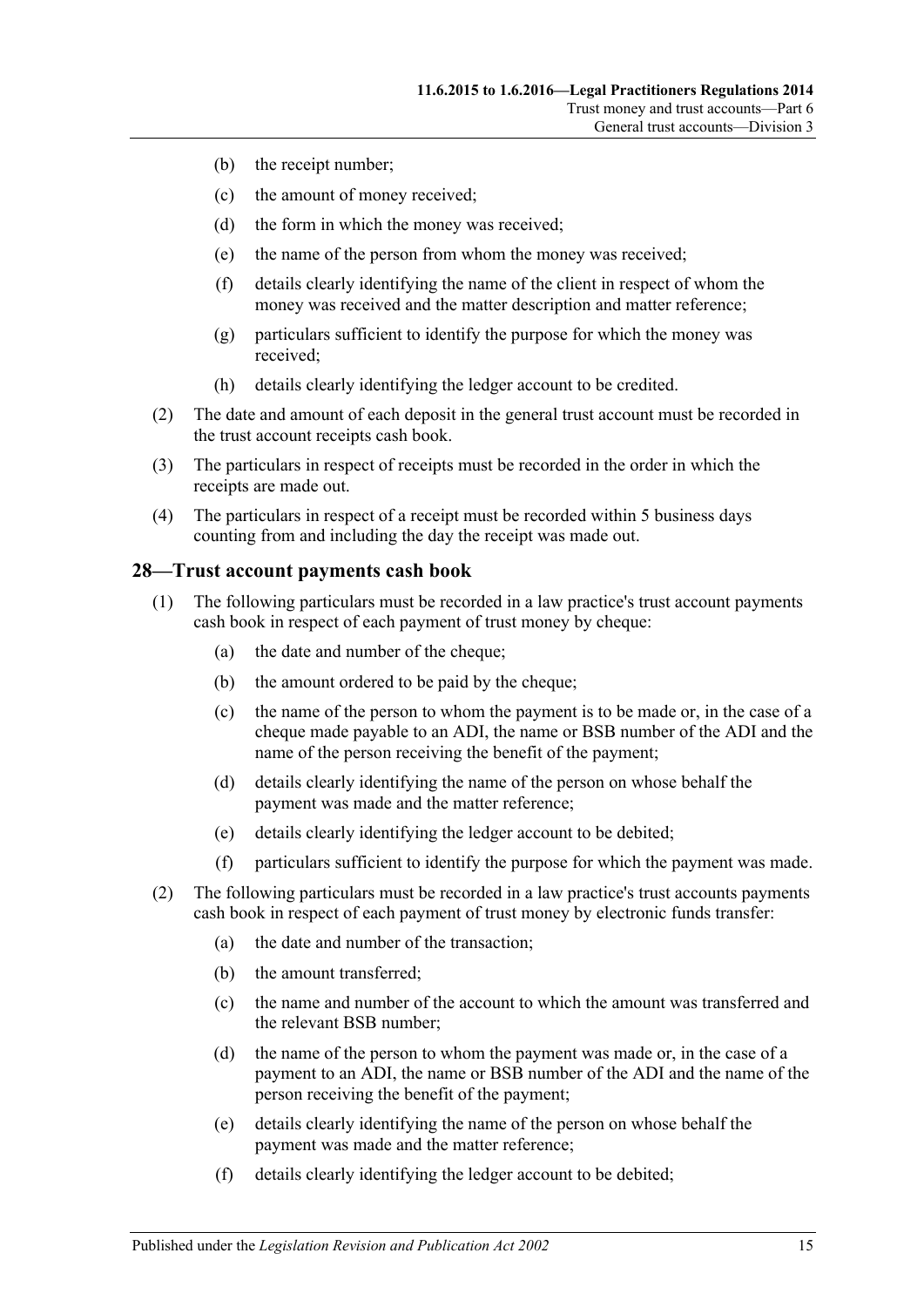(b) the receipt number;

(c) the amount of money received;

(d) the form in which the money was received;

(e) the name of the person from whom the money was received;

(f) details clearly identifying the name of the client in respect of whom the money was received and the matter description and matter reference;

(g) particulars sufficient to identify the purpose for which the money was received;

(h) details clearly identifying the ledger account to be credited.

(2) The date and amount of each deposit in the general trust account must be recorded in the trust account receipts cash book.

(3) The particulars in respect of receipts must be recorded in the order in which the receipts are made out.

(4) The particulars in respect of a receipt must be recorded within 5 business days counting from and including the day the receipt was made out.

## 28—Trust account payments cash book

(1) The following particulars must be recorded in a law practice's trust account payments cash book in respect of each payment of trust money by cheque:

(a) the date and number of the cheque;

(b) the amount ordered to be paid by the cheque;

(c) the name of the person to whom the payment is to be made or, in the case of a cheque made payable to an ADI, the name or BSB number of the ADI and the name of the person receiving the benefit of the payment;

(d) details clearly identifying the name of the person on whose behalf the payment was made and the matter reference;

(e) details clearly identifying the ledger account to be debited;

(f) particulars sufficient to identify the purpose for which the payment was made.

(2) The following particulars must be recorded in a law practice's trust accounts payments cash book in respect of each payment of trust money by electronic funds transfer:

(a) the date and number of the transaction;

(b) the amount transferred;

(c) the name and number of the account to which the amount was transferred and the relevant BSB number;

(d) the name of the person to whom the payment was made or, in the case of a payment to an ADI, the name or BSB number of the ADI and the name of the person receiving the benefit of the payment;

(e) details clearly identifying the name of the person on whose behalf the payment was made and the matter reference;

(f) details clearly identifying the ledger account to be debited;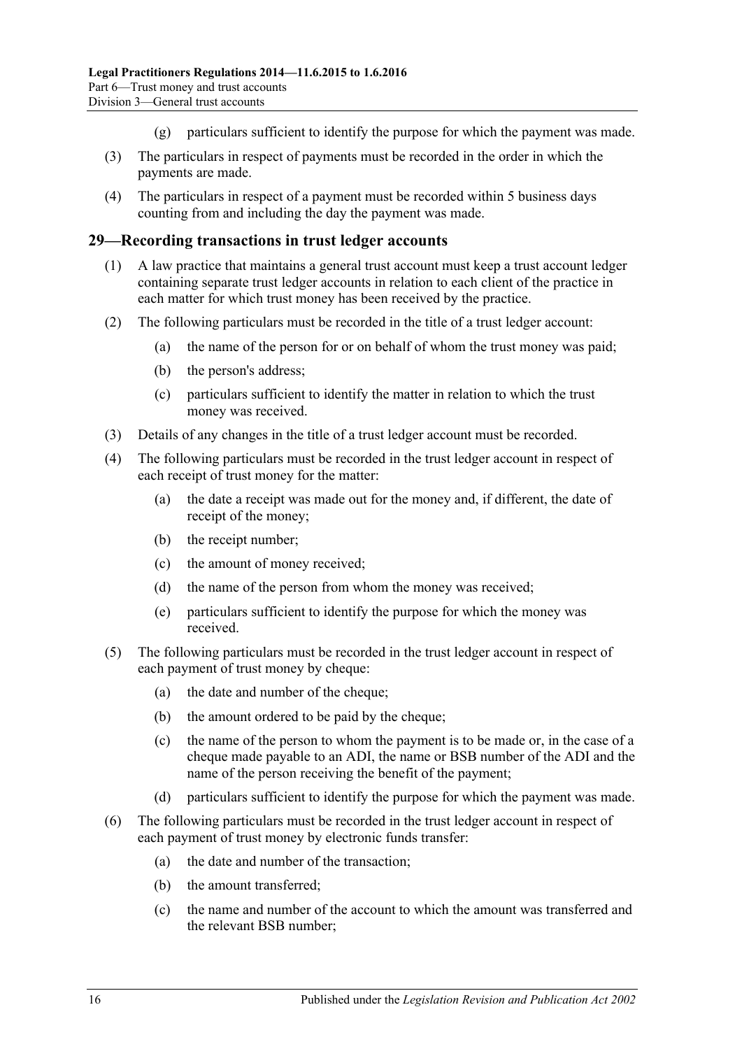(g) particulars sufficient to identify the purpose for which the payment was made.

(3) The particulars in respect of payments must be recorded in the order in which the payments are made.

(4) The particulars in respect of a payment must be recorded within 5 business days counting from and including the day the payment was made.

## 29—Recording transactions in trust ledger accounts

(1) A law practice that maintains a general trust account must keep a trust account ledger containing separate trust ledger accounts in relation to each client of the practice in each matter for which trust money has been received by the practice.

(2) The following particulars must be recorded in the title of a trust ledger account:

(a) the name of the person for or on behalf of whom the trust money was paid;

(b) the person's address;

(c) particulars sufficient to identify the matter in relation to which the trust money was received.

(3) Details of any changes in the title of a trust ledger account must be recorded.

(4) The following particulars must be recorded in the trust ledger account in respect of each receipt of trust money for the matter:

(a) the date a receipt was made out for the money and, if different, the date of receipt of the money;

(b) the receipt number;

(c) the amount of money received;

(d) the name of the person from whom the money was received;

(e) particulars sufficient to identify the purpose for which the money was received.

(5) The following particulars must be recorded in the trust ledger account in respect of each payment of trust money by cheque:

(a) the date and number of the cheque;

(b) the amount ordered to be paid by the cheque;

(c) the name of the person to whom the payment is to be made or, in the case of a cheque made payable to an ADI, the name or BSB number of the ADI and the name of the person receiving the benefit of the payment;

(d) particulars sufficient to identify the purpose for which the payment was made.

(6) The following particulars must be recorded in the trust ledger account in respect of each payment of trust money by electronic funds transfer:

(a) the date and number of the transaction;

(b) the amount transferred;

(c) the name and number of the account to which the amount was transferred and the relevant BSB number;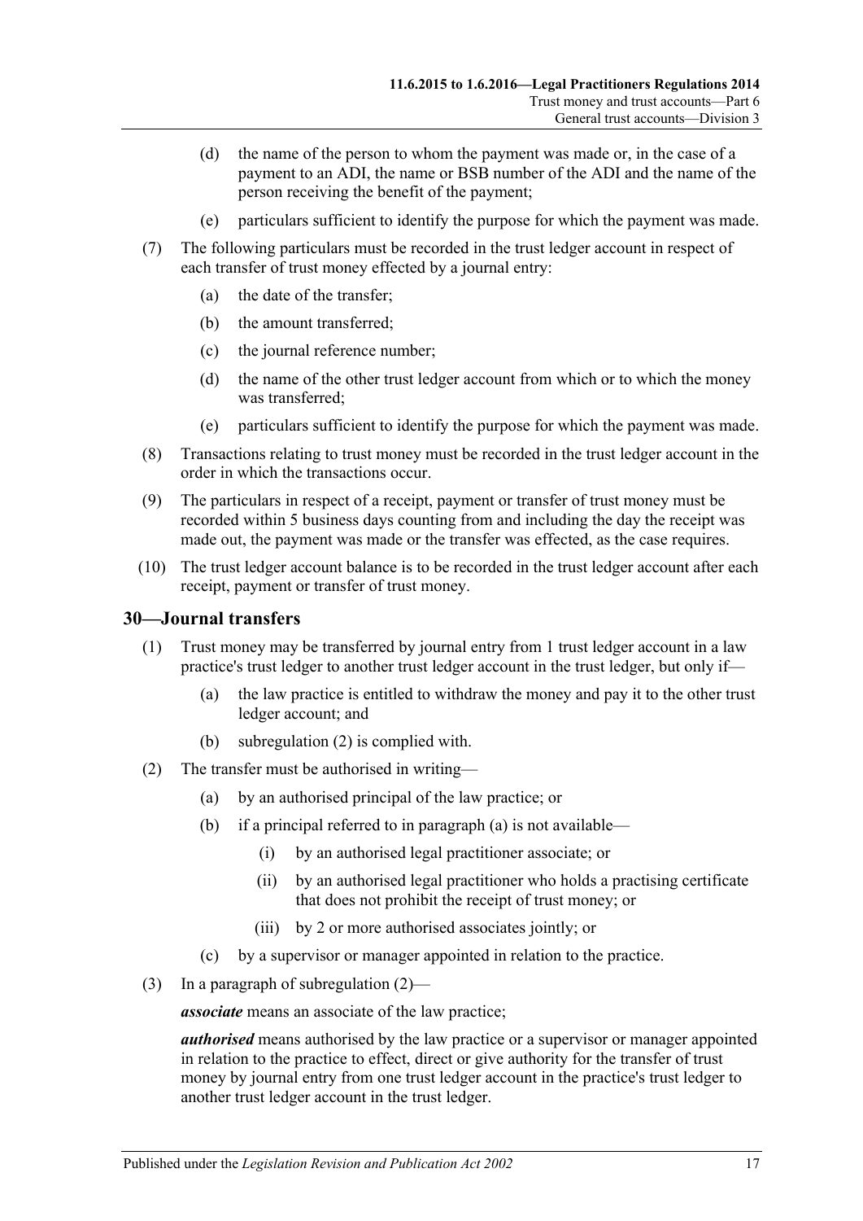(d) the name of the person to whom the payment was made or, in the case of a payment to an ADI, the name or BSB number of the ADI and the name of the person receiving the benefit of the payment;

(e) particulars sufficient to identify the purpose for which the payment was made.

(7) The following particulars must be recorded in the trust ledger account in respect of each transfer of trust money effected by a journal entry:

(a) the date of the transfer;

(b) the amount transferred;

(c) the journal reference number;

(d) the name of the other trust ledger account from which or to which the money was transferred;

(e) particulars sufficient to identify the purpose for which the payment was made.

(8) Transactions relating to trust money must be recorded in the trust ledger account in the order in which the transactions occur.

(9) The particulars in respect of a receipt, payment or transfer of trust money must be recorded within 5 business days counting from and including the day the receipt was made out, the payment was made or the transfer was effected, as the case requires.

(10) The trust ledger account balance is to be recorded in the trust ledger account after each receipt, payment or transfer of trust money.

## 30—Journal transfers

(1) Trust money may be transferred by journal entry from 1 trust ledger account in a law practice's trust ledger to another trust ledger account in the trust ledger, but only if—

(a) the law practice is entitled to withdraw the money and pay it to the other trust ledger account; and

(b) subregulation (2) is complied with.

(2) The transfer must be authorised in writing—

(a) by an authorised principal of the law practice; or

(b) if a principal referred to in paragraph (a) is not available—

(i) by an authorised legal practitioner associate; or

(ii) by an authorised legal practitioner who holds a practising certificate that does not prohibit the receipt of trust money; or

(iii) by 2 or more authorised associates jointly; or

(c) by a supervisor or manager appointed in relation to the practice.

(3) In a paragraph of subregulation (2)—

***associate*** means an associate of the law practice;

***authorised*** means authorised by the law practice or a supervisor or manager appointed in relation to the practice to effect, direct or give authority for the transfer of trust money by journal entry from one trust ledger account in the practice's trust ledger to another trust ledger account in the trust ledger.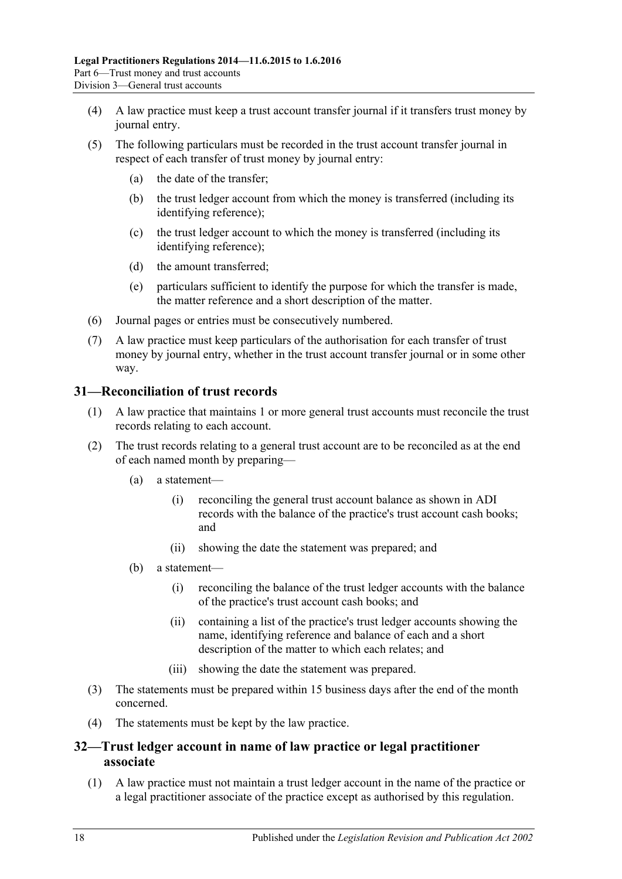(4) A law practice must keep a trust account transfer journal if it transfers trust money by journal entry.

(5) The following particulars must be recorded in the trust account transfer journal in respect of each transfer of trust money by journal entry:

- (a) the date of the transfer;
- (b) the trust ledger account from which the money is transferred (including its identifying reference);
- (c) the trust ledger account to which the money is transferred (including its identifying reference);
- (d) the amount transferred;
- (e) particulars sufficient to identify the purpose for which the transfer is made, the matter reference and a short description of the matter.

(6) Journal pages or entries must be consecutively numbered.

(7) A law practice must keep particulars of the authorisation for each transfer of trust money by journal entry, whether in the trust account transfer journal or in some other way.

## 31—Reconciliation of trust records

(1) A law practice that maintains 1 or more general trust accounts must reconcile the trust records relating to each account.

(2) The trust records relating to a general trust account are to be reconciled as at the end of each named month by preparing—

- (a) a statement—
  - (i) reconciling the general trust account balance as shown in ADI records with the balance of the practice's trust account cash books; and
  - (ii) showing the date the statement was prepared; and
- (b) a statement—
  - (i) reconciling the balance of the trust ledger accounts with the balance of the practice's trust account cash books; and
  - (ii) containing a list of the practice's trust ledger accounts showing the name, identifying reference and balance of each and a short description of the matter to which each relates; and
  - (iii) showing the date the statement was prepared.

(3) The statements must be prepared within 15 business days after the end of the month concerned.

(4) The statements must be kept by the law practice.

## 32—Trust ledger account in name of law practice or legal practitioner associate

(1) A law practice must not maintain a trust ledger account in the name of the practice or a legal practitioner associate of the practice except as authorised by this regulation.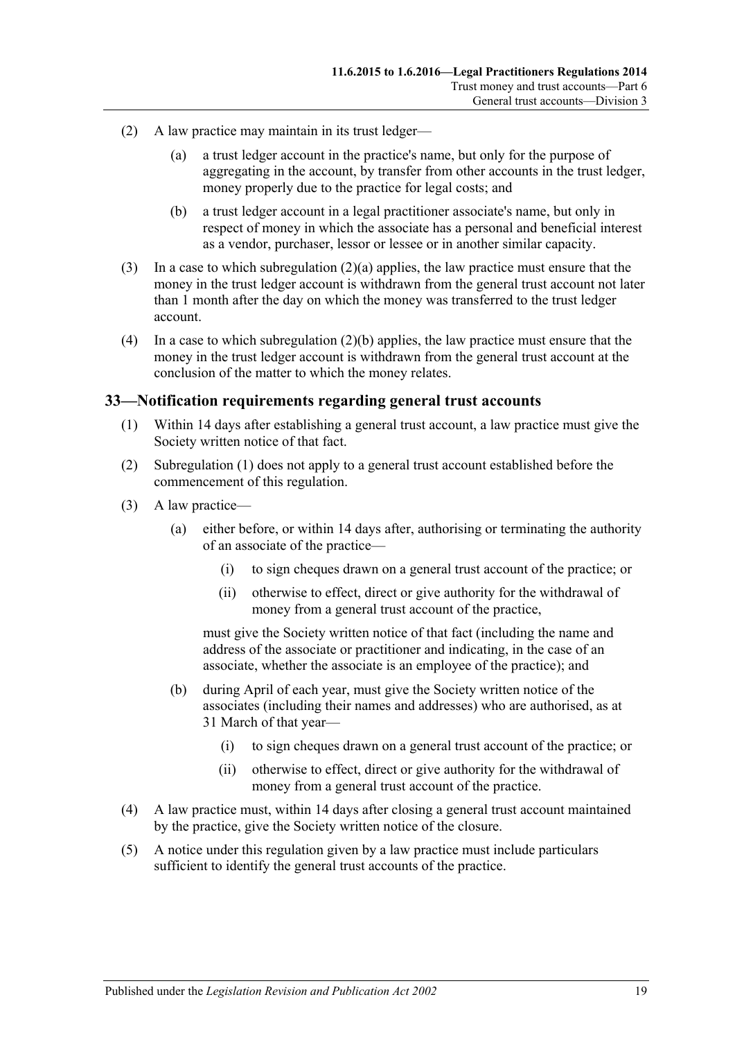(2) A law practice may maintain in its trust ledger—

(a) a trust ledger account in the practice's name, but only for the purpose of aggregating in the account, by transfer from other accounts in the trust ledger, money properly due to the practice for legal costs; and

(b) a trust ledger account in a legal practitioner associate's name, but only in respect of money in which the associate has a personal and beneficial interest as a vendor, purchaser, lessor or lessee or in another similar capacity.

(3) In a case to which subregulation (2)(a) applies, the law practice must ensure that the money in the trust ledger account is withdrawn from the general trust account not later than 1 month after the day on which the money was transferred to the trust ledger account.

(4) In a case to which subregulation (2)(b) applies, the law practice must ensure that the money in the trust ledger account is withdrawn from the general trust account at the conclusion of the matter to which the money relates.

## 33—Notification requirements regarding general trust accounts

(1) Within 14 days after establishing a general trust account, a law practice must give the Society written notice of that fact.

(2) Subregulation (1) does not apply to a general trust account established before the commencement of this regulation.

(3) A law practice—

(a) either before, or within 14 days after, authorising or terminating the authority of an associate of the practice—

(i) to sign cheques drawn on a general trust account of the practice; or

(ii) otherwise to effect, direct or give authority for the withdrawal of money from a general trust account of the practice,

must give the Society written notice of that fact (including the name and address of the associate or practitioner and indicating, in the case of an associate, whether the associate is an employee of the practice); and

(b) during April of each year, must give the Society written notice of the associates (including their names and addresses) who are authorised, as at 31 March of that year—

(i) to sign cheques drawn on a general trust account of the practice; or

(ii) otherwise to effect, direct or give authority for the withdrawal of money from a general trust account of the practice.

(4) A law practice must, within 14 days after closing a general trust account maintained by the practice, give the Society written notice of the closure.

(5) A notice under this regulation given by a law practice must include particulars sufficient to identify the general trust accounts of the practice.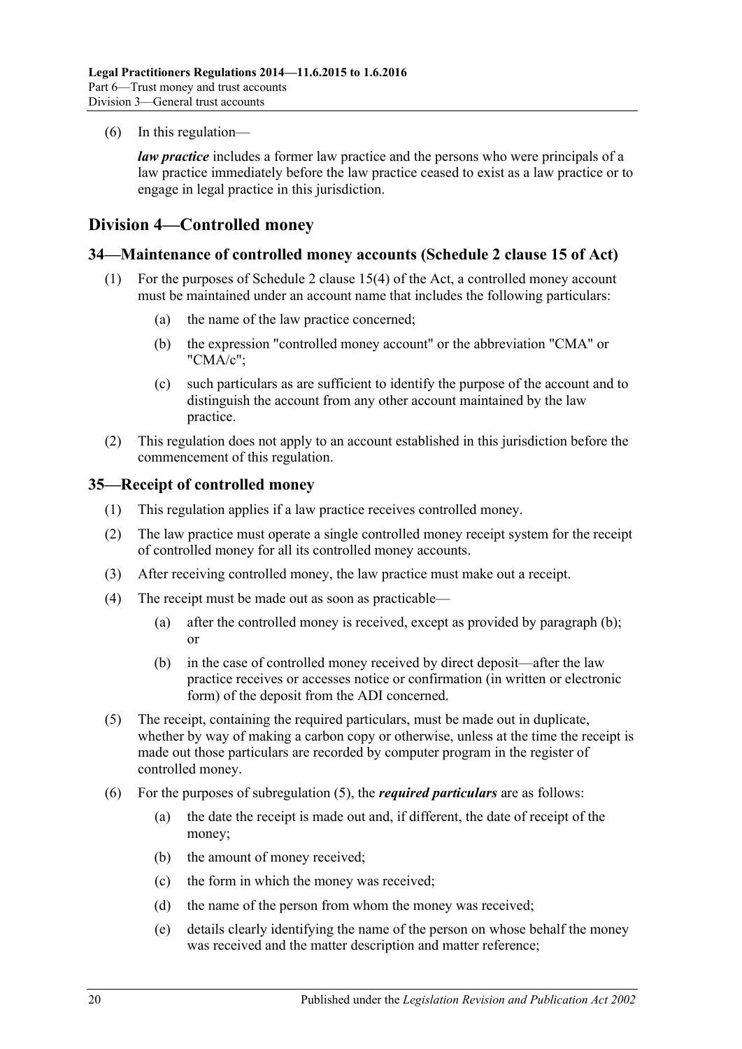(6) In this regulation—

*law practice* includes a former law practice and the persons who were principals of a law practice immediately before the law practice ceased to exist as a law practice or to engage in legal practice in this jurisdiction.

## Division 4—Controlled money

### 34—Maintenance of controlled money accounts (Schedule 2 clause 15 of Act)

(1) For the purposes of Schedule 2 clause 15(4) of the Act, a controlled money account must be maintained under an account name that includes the following particulars:

(a) the name of the law practice concerned;

(b) the expression "controlled money account" or the abbreviation "CMA" or "CMA/c";

(c) such particulars as are sufficient to identify the purpose of the account and to distinguish the account from any other account maintained by the law practice.

(2) This regulation does not apply to an account established in this jurisdiction before the commencement of this regulation.

### 35—Receipt of controlled money

(1) This regulation applies if a law practice receives controlled money.

(2) The law practice must operate a single controlled money receipt system for the receipt of controlled money for all its controlled money accounts.

(3) After receiving controlled money, the law practice must make out a receipt.

(4) The receipt must be made out as soon as practicable—

(a) after the controlled money is received, except as provided by paragraph (b); or

(b) in the case of controlled money received by direct deposit—after the law practice receives or accesses notice or confirmation (in written or electronic form) of the deposit from the ADI concerned.

(5) The receipt, containing the required particulars, must be made out in duplicate, whether by way of making a carbon copy or otherwise, unless at the time the receipt is made out those particulars are recorded by computer program in the register of controlled money.

(6) For the purposes of subregulation (5), the ***required particulars*** are as follows:

(a) the date the receipt is made out and, if different, the date of receipt of the money;

(b) the amount of money received;

(c) the form in which the money was received;

(d) the name of the person from whom the money was received;

(e) details clearly identifying the name of the person on whose behalf the money was received and the matter description and matter reference;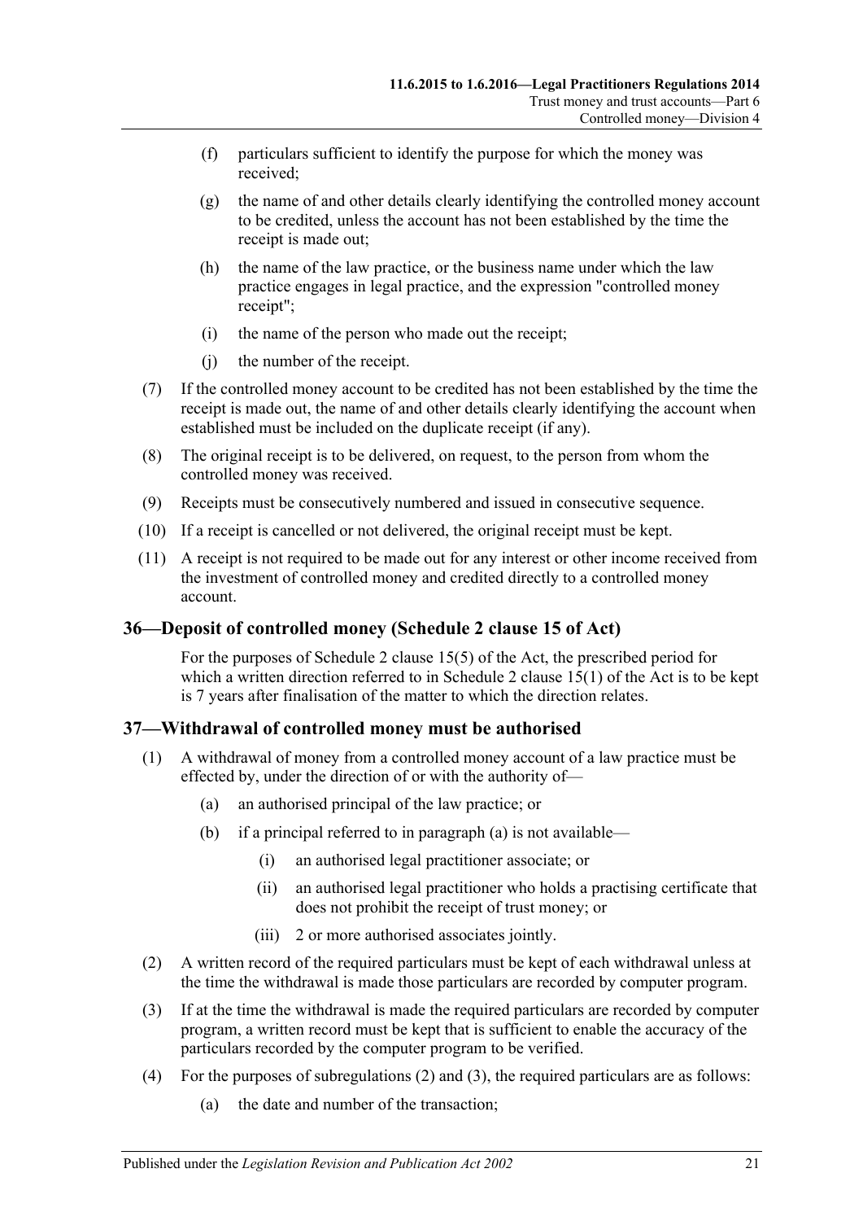(f) particulars sufficient to identify the purpose for which the money was received;

(g) the name of and other details clearly identifying the controlled money account to be credited, unless the account has not been established by the time the receipt is made out;

(h) the name of the law practice, or the business name under which the law practice engages in legal practice, and the expression "controlled money receipt";

(i) the name of the person who made out the receipt;

(j) the number of the receipt.

(7) If the controlled money account to be credited has not been established by the time the receipt is made out, the name of and other details clearly identifying the account when established must be included on the duplicate receipt (if any).

(8) The original receipt is to be delivered, on request, to the person from whom the controlled money was received.

(9) Receipts must be consecutively numbered and issued in consecutive sequence.

(10) If a receipt is cancelled or not delivered, the original receipt must be kept.

(11) A receipt is not required to be made out for any interest or other income received from the investment of controlled money and credited directly to a controlled money account.

## 36—Deposit of controlled money (Schedule 2 clause 15 of Act)

For the purposes of Schedule 2 clause 15(5) of the Act, the prescribed period for which a written direction referred to in Schedule 2 clause 15(1) of the Act is to be kept is 7 years after finalisation of the matter to which the direction relates.

## 37—Withdrawal of controlled money must be authorised

(1) A withdrawal of money from a controlled money account of a law practice must be effected by, under the direction of or with the authority of—

(a) an authorised principal of the law practice; or

(b) if a principal referred to in paragraph (a) is not available—

(i) an authorised legal practitioner associate; or

(ii) an authorised legal practitioner who holds a practising certificate that does not prohibit the receipt of trust money; or

(iii) 2 or more authorised associates jointly.

(2) A written record of the required particulars must be kept of each withdrawal unless at the time the withdrawal is made those particulars are recorded by computer program.

(3) If at the time the withdrawal is made the required particulars are recorded by computer program, a written record must be kept that is sufficient to enable the accuracy of the particulars recorded by the computer program to be verified.

(4) For the purposes of subregulations (2) and (3), the required particulars are as follows:

(a) the date and number of the transaction;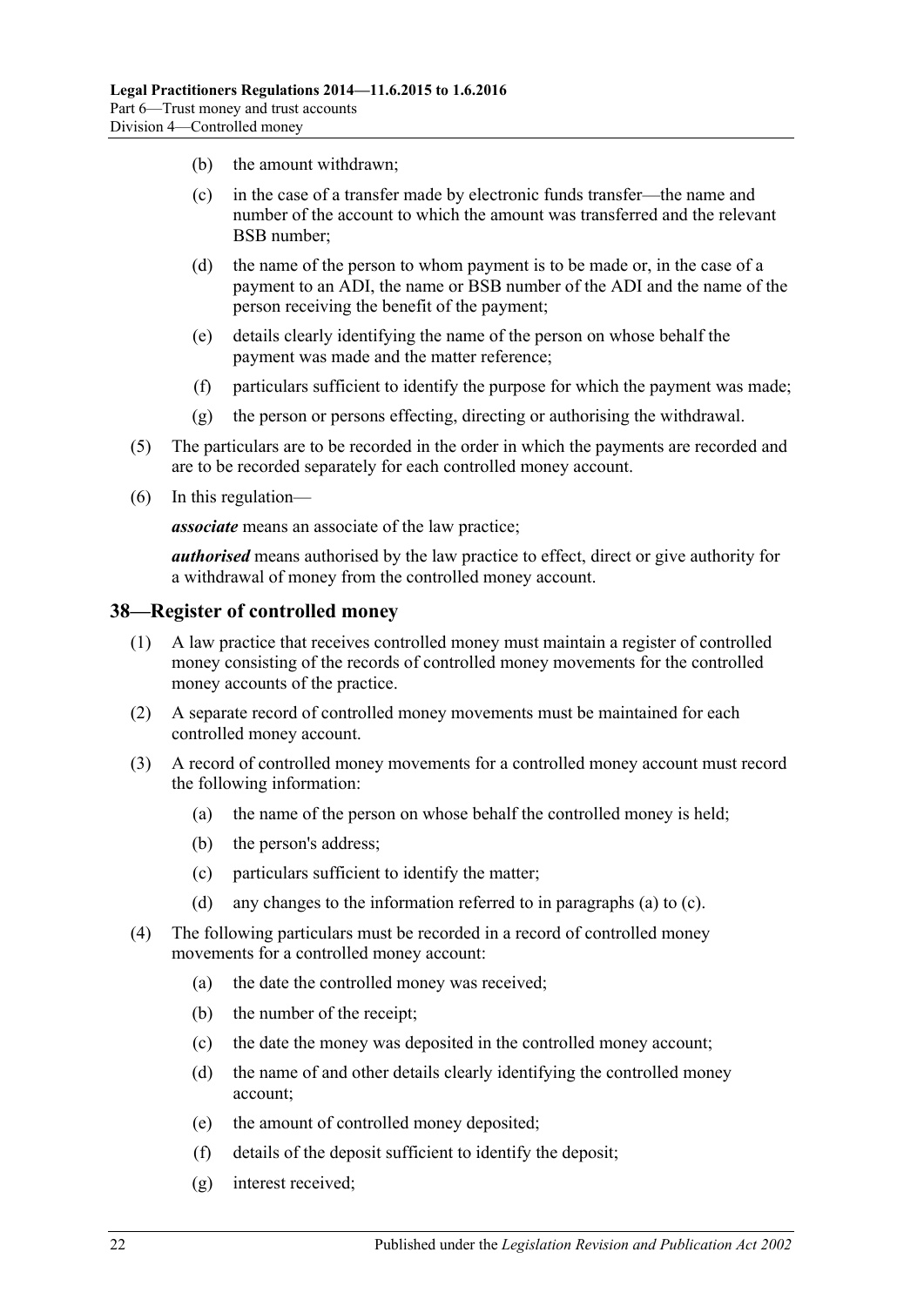(b) the amount withdrawn;

(c) in the case of a transfer made by electronic funds transfer—the name and number of the account to which the amount was transferred and the relevant BSB number;

(d) the name of the person to whom payment is to be made or, in the case of a payment to an ADI, the name or BSB number of the ADI and the name of the person receiving the benefit of the payment;

(e) details clearly identifying the name of the person on whose behalf the payment was made and the matter reference;

(f) particulars sufficient to identify the purpose for which the payment was made;

(g) the person or persons effecting, directing or authorising the withdrawal.

(5) The particulars are to be recorded in the order in which the payments are recorded and are to be recorded separately for each controlled money account.

(6) In this regulation—

***associate*** means an associate of the law practice;

***authorised*** means authorised by the law practice to effect, direct or give authority for a withdrawal of money from the controlled money account.

## 38—Register of controlled money

(1) A law practice that receives controlled money must maintain a register of controlled money consisting of the records of controlled money movements for the controlled money accounts of the practice.

(2) A separate record of controlled money movements must be maintained for each controlled money account.

(3) A record of controlled money movements for a controlled money account must record the following information:

(a) the name of the person on whose behalf the controlled money is held;

(b) the person's address;

(c) particulars sufficient to identify the matter;

(d) any changes to the information referred to in paragraphs (a) to (c).

(4) The following particulars must be recorded in a record of controlled money movements for a controlled money account:

(a) the date the controlled money was received;

(b) the number of the receipt;

(c) the date the money was deposited in the controlled money account;

(d) the name of and other details clearly identifying the controlled money account;

(e) the amount of controlled money deposited;

(f) details of the deposit sufficient to identify the deposit;

(g) interest received;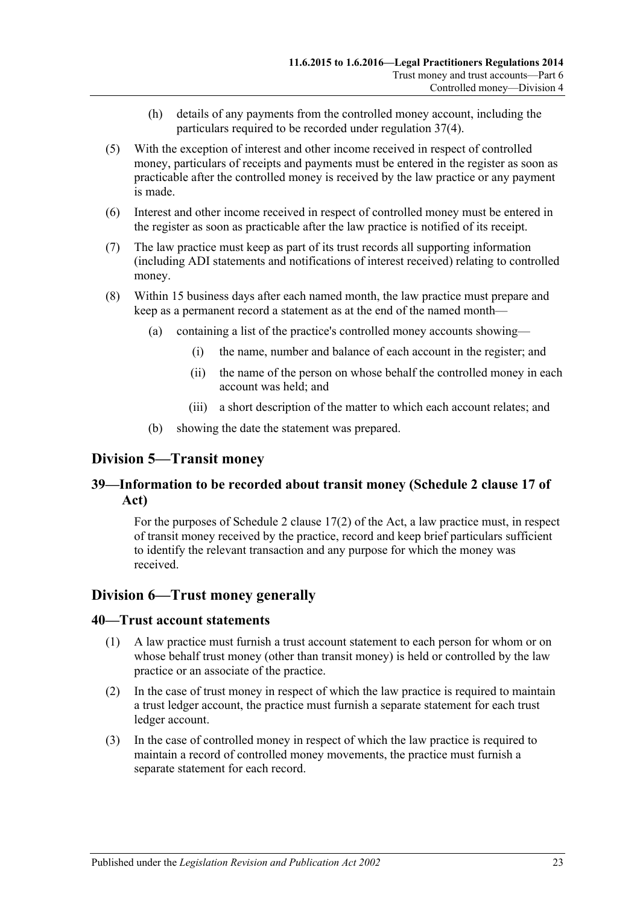(h) details of any payments from the controlled money account, including the particulars required to be recorded under regulation 37(4).

(5) With the exception of interest and other income received in respect of controlled money, particulars of receipts and payments must be entered in the register as soon as practicable after the controlled money is received by the law practice or any payment is made.

(6) Interest and other income received in respect of controlled money must be entered in the register as soon as practicable after the law practice is notified of its receipt.

(7) The law practice must keep as part of its trust records all supporting information (including ADI statements and notifications of interest received) relating to controlled money.

(8) Within 15 business days after each named month, the law practice must prepare and keep as a permanent record a statement as at the end of the named month—

(a) containing a list of the practice's controlled money accounts showing—

(i) the name, number and balance of each account in the register; and

(ii) the name of the person on whose behalf the controlled money in each account was held; and

(iii) a short description of the matter to which each account relates; and

(b) showing the date the statement was prepared.

## Division 5—Transit money

### 39—Information to be recorded about transit money (Schedule 2 clause 17 of Act)

For the purposes of Schedule 2 clause 17(2) of the Act, a law practice must, in respect of transit money received by the practice, record and keep brief particulars sufficient to identify the relevant transaction and any purpose for which the money was received.

## Division 6—Trust money generally

### 40—Trust account statements

(1) A law practice must furnish a trust account statement to each person for whom or on whose behalf trust money (other than transit money) is held or controlled by the law practice or an associate of the practice.

(2) In the case of trust money in respect of which the law practice is required to maintain a trust ledger account, the practice must furnish a separate statement for each trust ledger account.

(3) In the case of controlled money in respect of which the law practice is required to maintain a record of controlled money movements, the practice must furnish a separate statement for each record.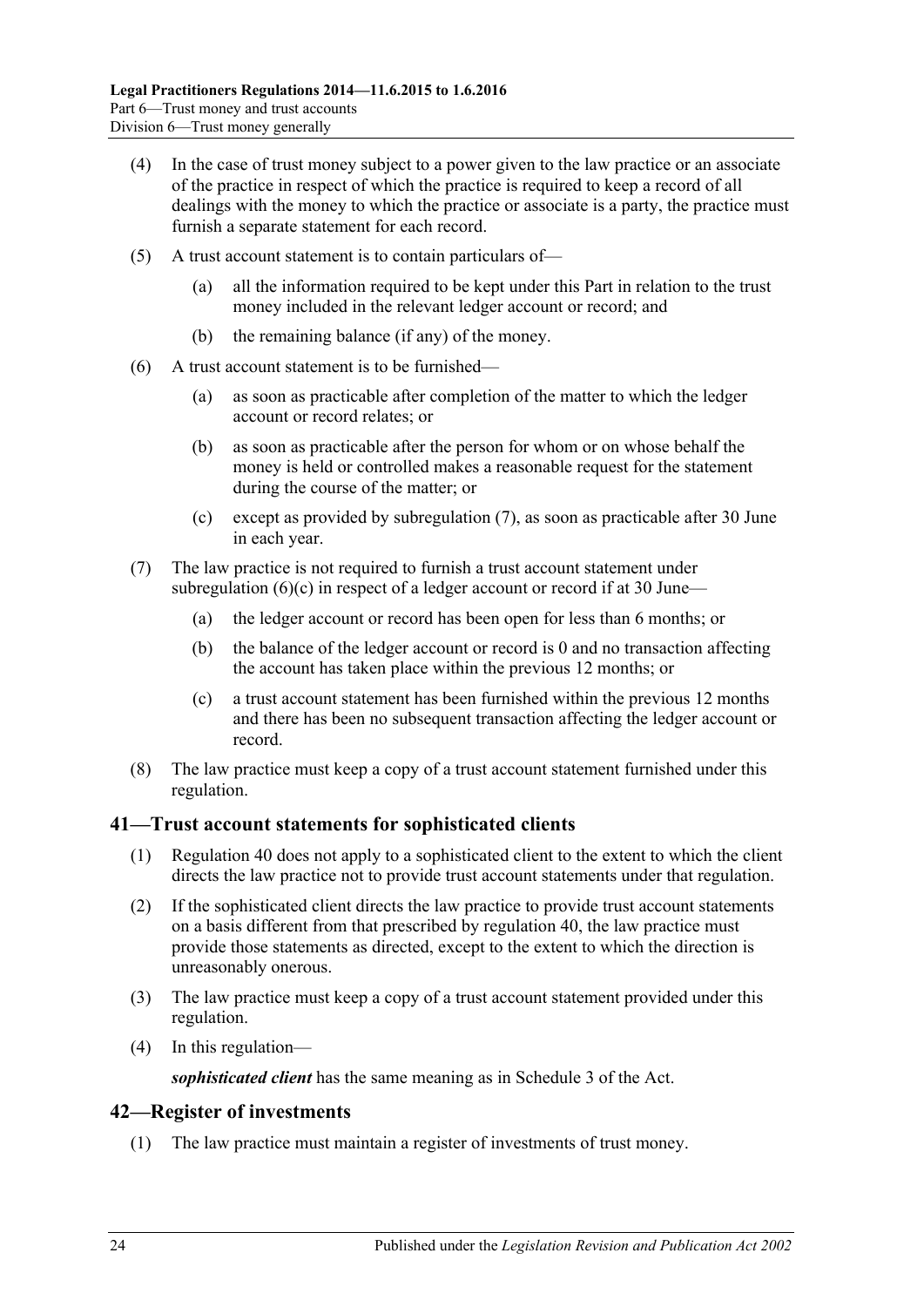(4) In the case of trust money subject to a power given to the law practice or an associate of the practice in respect of which the practice is required to keep a record of all dealings with the money to which the practice or associate is a party, the practice must furnish a separate statement for each record.

(5) A trust account statement is to contain particulars of—

(a) all the information required to be kept under this Part in relation to the trust money included in the relevant ledger account or record; and

(b) the remaining balance (if any) of the money.

(6) A trust account statement is to be furnished—

(a) as soon as practicable after completion of the matter to which the ledger account or record relates; or

(b) as soon as practicable after the person for whom or on whose behalf the money is held or controlled makes a reasonable request for the statement during the course of the matter; or

(c) except as provided by subregulation (7), as soon as practicable after 30 June in each year.

(7) The law practice is not required to furnish a trust account statement under subregulation (6)(c) in respect of a ledger account or record if at 30 June—

(a) the ledger account or record has been open for less than 6 months; or

(b) the balance of the ledger account or record is 0 and no transaction affecting the account has taken place within the previous 12 months; or

(c) a trust account statement has been furnished within the previous 12 months and there has been no subsequent transaction affecting the ledger account or record.

(8) The law practice must keep a copy of a trust account statement furnished under this regulation.

## 41—Trust account statements for sophisticated clients

(1) Regulation 40 does not apply to a sophisticated client to the extent to which the client directs the law practice not to provide trust account statements under that regulation.

(2) If the sophisticated client directs the law practice to provide trust account statements on a basis different from that prescribed by regulation 40, the law practice must provide those statements as directed, except to the extent to which the direction is unreasonably onerous.

(3) The law practice must keep a copy of a trust account statement provided under this regulation.

(4) In this regulation—

***sophisticated client*** has the same meaning as in Schedule 3 of the Act.

## 42—Register of investments

(1) The law practice must maintain a register of investments of trust money.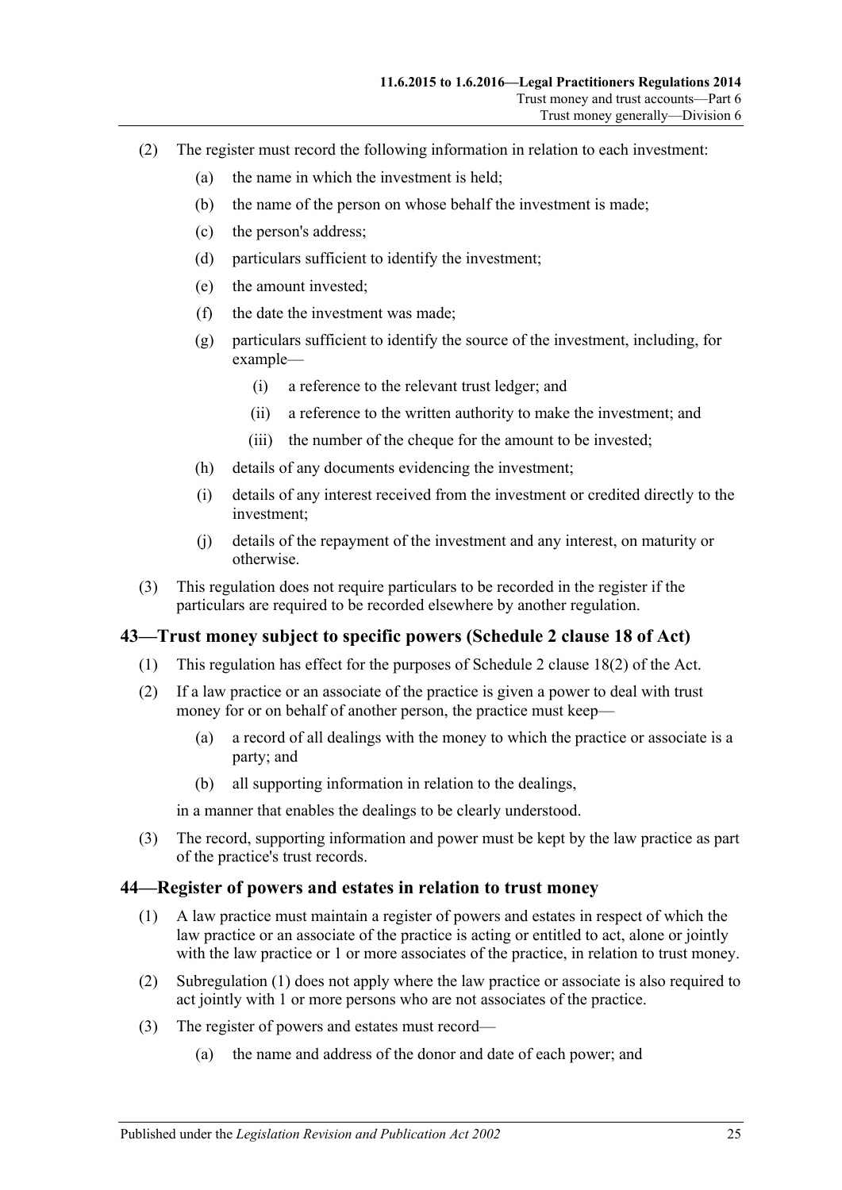(2) The register must record the following information in relation to each investment:

(a) the name in which the investment is held;

(b) the name of the person on whose behalf the investment is made;

(c) the person's address;

(d) particulars sufficient to identify the investment;

(e) the amount invested;

(f) the date the investment was made;

(g) particulars sufficient to identify the source of the investment, including, for example—

(i) a reference to the relevant trust ledger; and

(ii) a reference to the written authority to make the investment; and

(iii) the number of the cheque for the amount to be invested;

(h) details of any documents evidencing the investment;

(i) details of any interest received from the investment or credited directly to the investment;

(j) details of the repayment of the investment and any interest, on maturity or otherwise.

(3) This regulation does not require particulars to be recorded in the register if the particulars are required to be recorded elsewhere by another regulation.

## 43—Trust money subject to specific powers (Schedule 2 clause 18 of Act)

(1) This regulation has effect for the purposes of Schedule 2 clause 18(2) of the Act.

(2) If a law practice or an associate of the practice is given a power to deal with trust money for or on behalf of another person, the practice must keep—

(a) a record of all dealings with the money to which the practice or associate is a party; and

(b) all supporting information in relation to the dealings,

in a manner that enables the dealings to be clearly understood.

(3) The record, supporting information and power must be kept by the law practice as part of the practice's trust records.

## 44—Register of powers and estates in relation to trust money

(1) A law practice must maintain a register of powers and estates in respect of which the law practice or an associate of the practice is acting or entitled to act, alone or jointly with the law practice or 1 or more associates of the practice, in relation to trust money.

(2) Subregulation (1) does not apply where the law practice or associate is also required to act jointly with 1 or more persons who are not associates of the practice.

(3) The register of powers and estates must record—

(a) the name and address of the donor and date of each power; and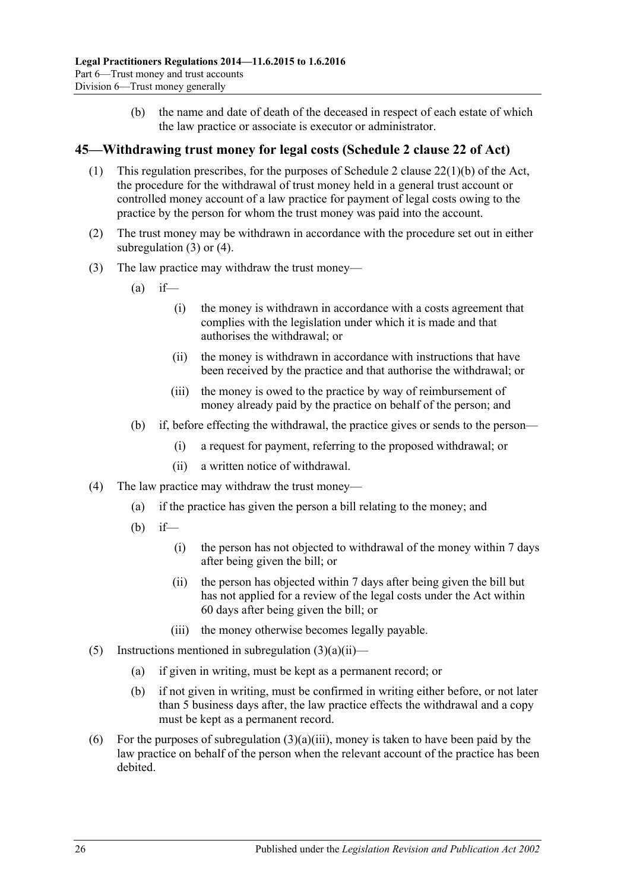(b) the name and date of death of the deceased in respect of each estate of which the law practice or associate is executor or administrator.

## 45—Withdrawing trust money for legal costs (Schedule 2 clause 22 of Act)

(1) This regulation prescribes, for the purposes of Schedule 2 clause 22(1)(b) of the Act, the procedure for the withdrawal of trust money held in a general trust account or controlled money account of a law practice for payment of legal costs owing to the practice by the person for whom the trust money was paid into the account.

(2) The trust money may be withdrawn in accordance with the procedure set out in either subregulation (3) or (4).

(3) The law practice may withdraw the trust money—

(a) if—

(i) the money is withdrawn in accordance with a costs agreement that complies with the legislation under which it is made and that authorises the withdrawal; or

(ii) the money is withdrawn in accordance with instructions that have been received by the practice and that authorise the withdrawal; or

(iii) the money is owed to the practice by way of reimbursement of money already paid by the practice on behalf of the person; and

(b) if, before effecting the withdrawal, the practice gives or sends to the person—

(i) a request for payment, referring to the proposed withdrawal; or

(ii) a written notice of withdrawal.

(4) The law practice may withdraw the trust money—

(a) if the practice has given the person a bill relating to the money; and

(b) if—

(i) the person has not objected to withdrawal of the money within 7 days after being given the bill; or

(ii) the person has objected within 7 days after being given the bill but has not applied for a review of the legal costs under the Act within 60 days after being given the bill; or

(iii) the money otherwise becomes legally payable.

(5) Instructions mentioned in subregulation (3)(a)(ii)—

(a) if given in writing, must be kept as a permanent record; or

(b) if not given in writing, must be confirmed in writing either before, or not later than 5 business days after, the law practice effects the withdrawal and a copy must be kept as a permanent record.

(6) For the purposes of subregulation (3)(a)(iii), money is taken to have been paid by the law practice on behalf of the person when the relevant account of the practice has been debited.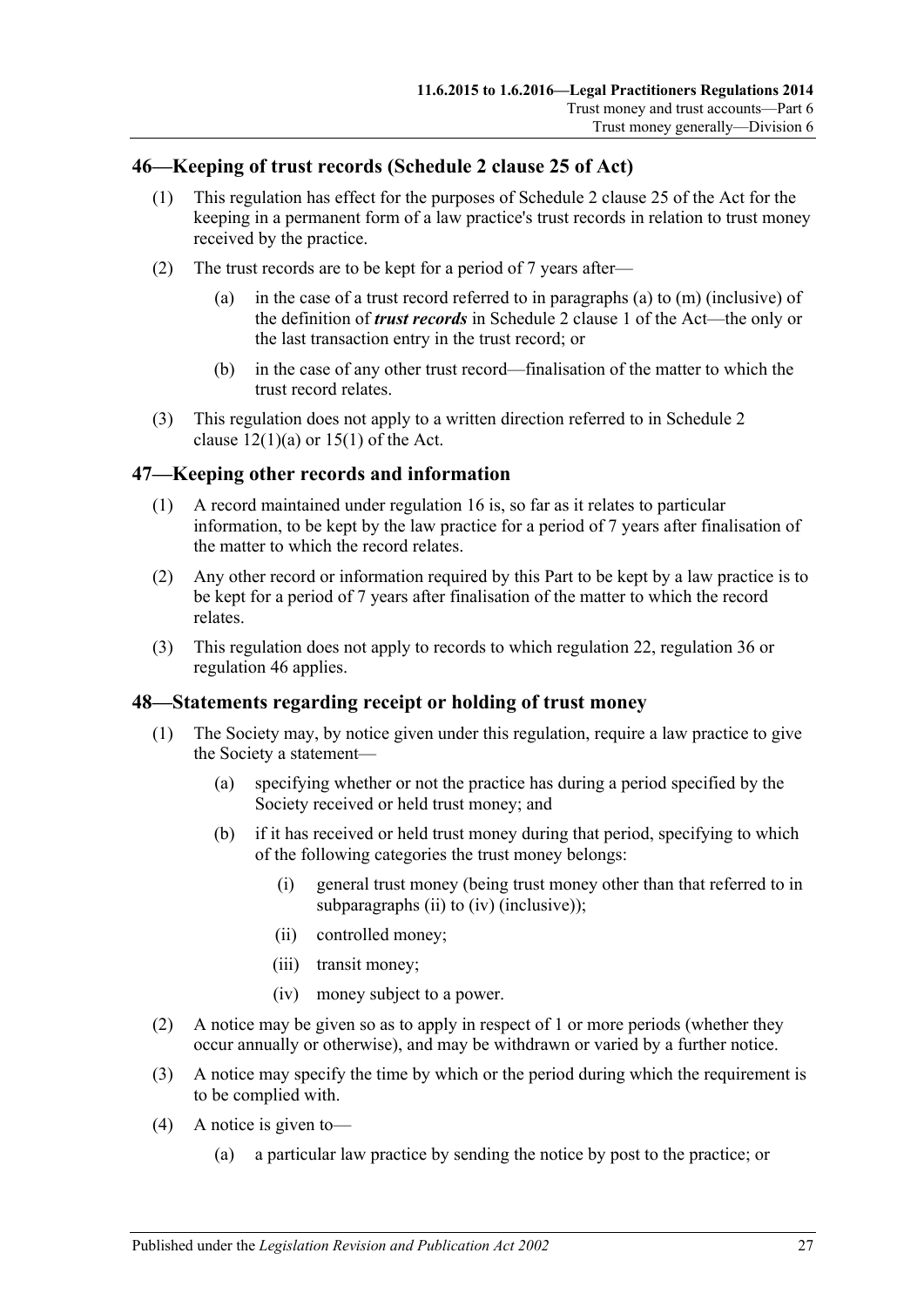## 46—Keeping of trust records (Schedule 2 clause 25 of Act)

(1) This regulation has effect for the purposes of Schedule 2 clause 25 of the Act for the keeping in a permanent form of a law practice's trust records in relation to trust money received by the practice.

(2) The trust records are to be kept for a period of 7 years after—

(a) in the case of a trust record referred to in paragraphs (a) to (m) (inclusive) of the definition of ***trust records*** in Schedule 2 clause 1 of the Act—the only or the last transaction entry in the trust record; or

(b) in the case of any other trust record—finalisation of the matter to which the trust record relates.

(3) This regulation does not apply to a written direction referred to in Schedule 2 clause 12(1)(a) or 15(1) of the Act.

## 47—Keeping other records and information

(1) A record maintained under regulation 16 is, so far as it relates to particular information, to be kept by the law practice for a period of 7 years after finalisation of the matter to which the record relates.

(2) Any other record or information required by this Part to be kept by a law practice is to be kept for a period of 7 years after finalisation of the matter to which the record relates.

(3) This regulation does not apply to records to which regulation 22, regulation 36 or regulation 46 applies.

## 48—Statements regarding receipt or holding of trust money

(1) The Society may, by notice given under this regulation, require a law practice to give the Society a statement—

(a) specifying whether or not the practice has during a period specified by the Society received or held trust money; and

(b) if it has received or held trust money during that period, specifying to which of the following categories the trust money belongs:

(i) general trust money (being trust money other than that referred to in subparagraphs (ii) to (iv) (inclusive));

(ii) controlled money;

(iii) transit money;

(iv) money subject to a power.

(2) A notice may be given so as to apply in respect of 1 or more periods (whether they occur annually or otherwise), and may be withdrawn or varied by a further notice.

(3) A notice may specify the time by which or the period during which the requirement is to be complied with.

(4) A notice is given to—

(a) a particular law practice by sending the notice by post to the practice; or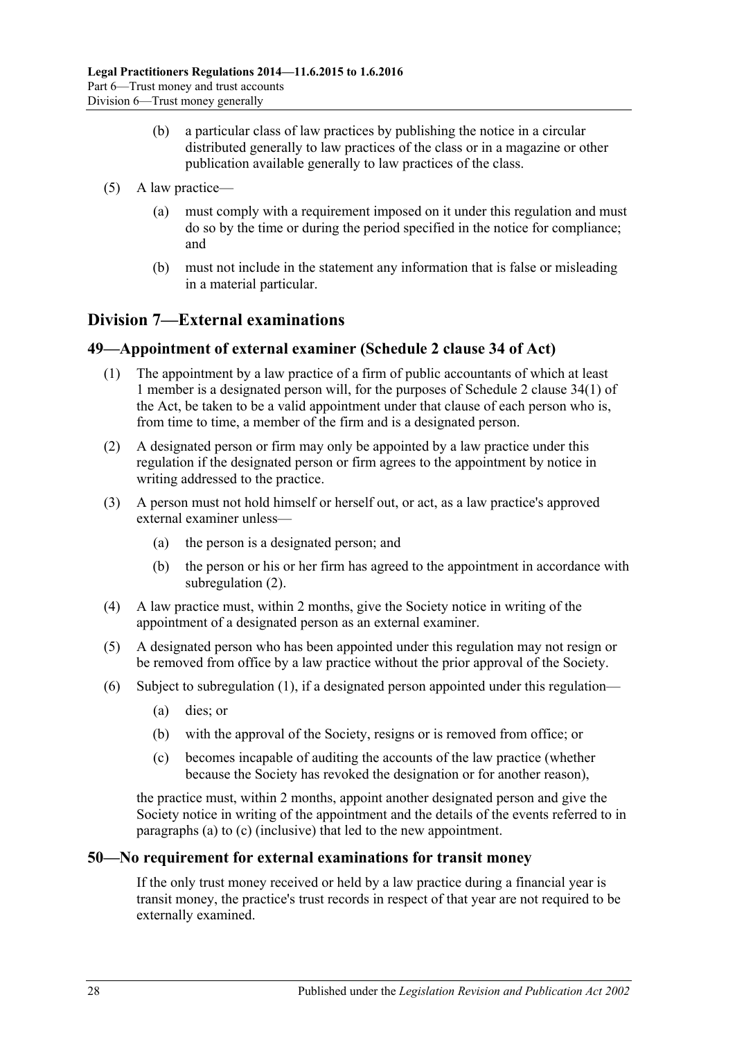(b) a particular class of law practices by publishing the notice in a circular distributed generally to law practices of the class or in a magazine or other publication available generally to law practices of the class.

(5) A law practice—

(a) must comply with a requirement imposed on it under this regulation and must do so by the time or during the period specified in the notice for compliance; and

(b) must not include in the statement any information that is false or misleading in a material particular.

## Division 7—External examinations

### 49—Appointment of external examiner (Schedule 2 clause 34 of Act)

(1) The appointment by a law practice of a firm of public accountants of which at least 1 member is a designated person will, for the purposes of Schedule 2 clause 34(1) of the Act, be taken to be a valid appointment under that clause of each person who is, from time to time, a member of the firm and is a designated person.

(2) A designated person or firm may only be appointed by a law practice under this regulation if the designated person or firm agrees to the appointment by notice in writing addressed to the practice.

(3) A person must not hold himself or herself out, or act, as a law practice's approved external examiner unless—

(a) the person is a designated person; and

(b) the person or his or her firm has agreed to the appointment in accordance with subregulation (2).

(4) A law practice must, within 2 months, give the Society notice in writing of the appointment of a designated person as an external examiner.

(5) A designated person who has been appointed under this regulation may not resign or be removed from office by a law practice without the prior approval of the Society.

(6) Subject to subregulation (1), if a designated person appointed under this regulation—

(a) dies; or

(b) with the approval of the Society, resigns or is removed from office; or

(c) becomes incapable of auditing the accounts of the law practice (whether because the Society has revoked the designation or for another reason),

the practice must, within 2 months, appoint another designated person and give the Society notice in writing of the appointment and the details of the events referred to in paragraphs (a) to (c) (inclusive) that led to the new appointment.

### 50—No requirement for external examinations for transit money

If the only trust money received or held by a law practice during a financial year is transit money, the practice's trust records in respect of that year are not required to be externally examined.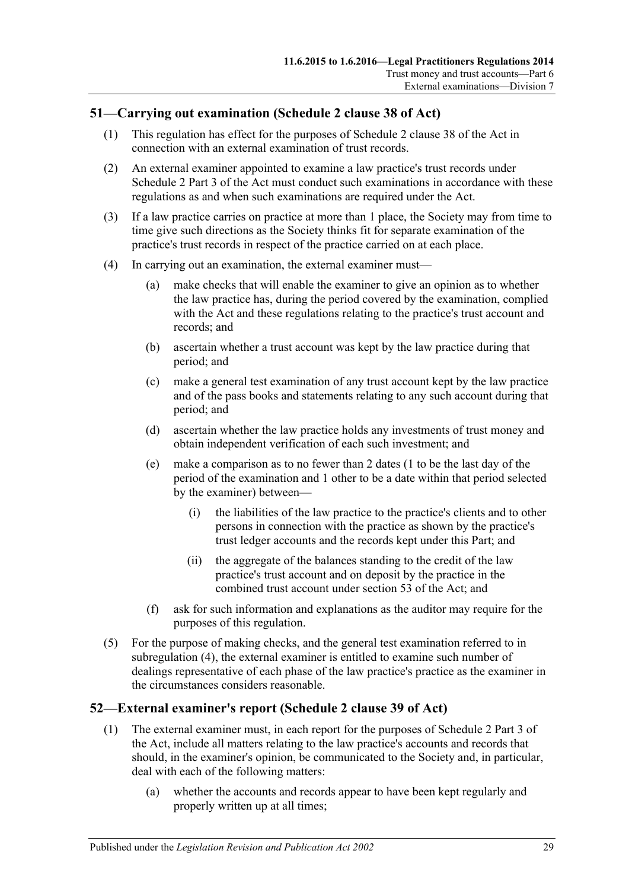## 51—Carrying out examination (Schedule 2 clause 38 of Act)

(1) This regulation has effect for the purposes of Schedule 2 clause 38 of the Act in connection with an external examination of trust records.

(2) An external examiner appointed to examine a law practice's trust records under Schedule 2 Part 3 of the Act must conduct such examinations in accordance with these regulations as and when such examinations are required under the Act.

(3) If a law practice carries on practice at more than 1 place, the Society may from time to time give such directions as the Society thinks fit for separate examination of the practice's trust records in respect of the practice carried on at each place.

(4) In carrying out an examination, the external examiner must—

(a) make checks that will enable the examiner to give an opinion as to whether the law practice has, during the period covered by the examination, complied with the Act and these regulations relating to the practice's trust account and records; and

(b) ascertain whether a trust account was kept by the law practice during that period; and

(c) make a general test examination of any trust account kept by the law practice and of the pass books and statements relating to any such account during that period; and

(d) ascertain whether the law practice holds any investments of trust money and obtain independent verification of each such investment; and

(e) make a comparison as to no fewer than 2 dates (1 to be the last day of the period of the examination and 1 other to be a date within that period selected by the examiner) between—

(i) the liabilities of the law practice to the practice's clients and to other persons in connection with the practice as shown by the practice's trust ledger accounts and the records kept under this Part; and

(ii) the aggregate of the balances standing to the credit of the law practice's trust account and on deposit by the practice in the combined trust account under section 53 of the Act; and

(f) ask for such information and explanations as the auditor may require for the purposes of this regulation.

(5) For the purpose of making checks, and the general test examination referred to in subregulation (4), the external examiner is entitled to examine such number of dealings representative of each phase of the law practice's practice as the examiner in the circumstances considers reasonable.

## 52—External examiner's report (Schedule 2 clause 39 of Act)

(1) The external examiner must, in each report for the purposes of Schedule 2 Part 3 of the Act, include all matters relating to the law practice's accounts and records that should, in the examiner's opinion, be communicated to the Society and, in particular, deal with each of the following matters:

(a) whether the accounts and records appear to have been kept regularly and properly written up at all times;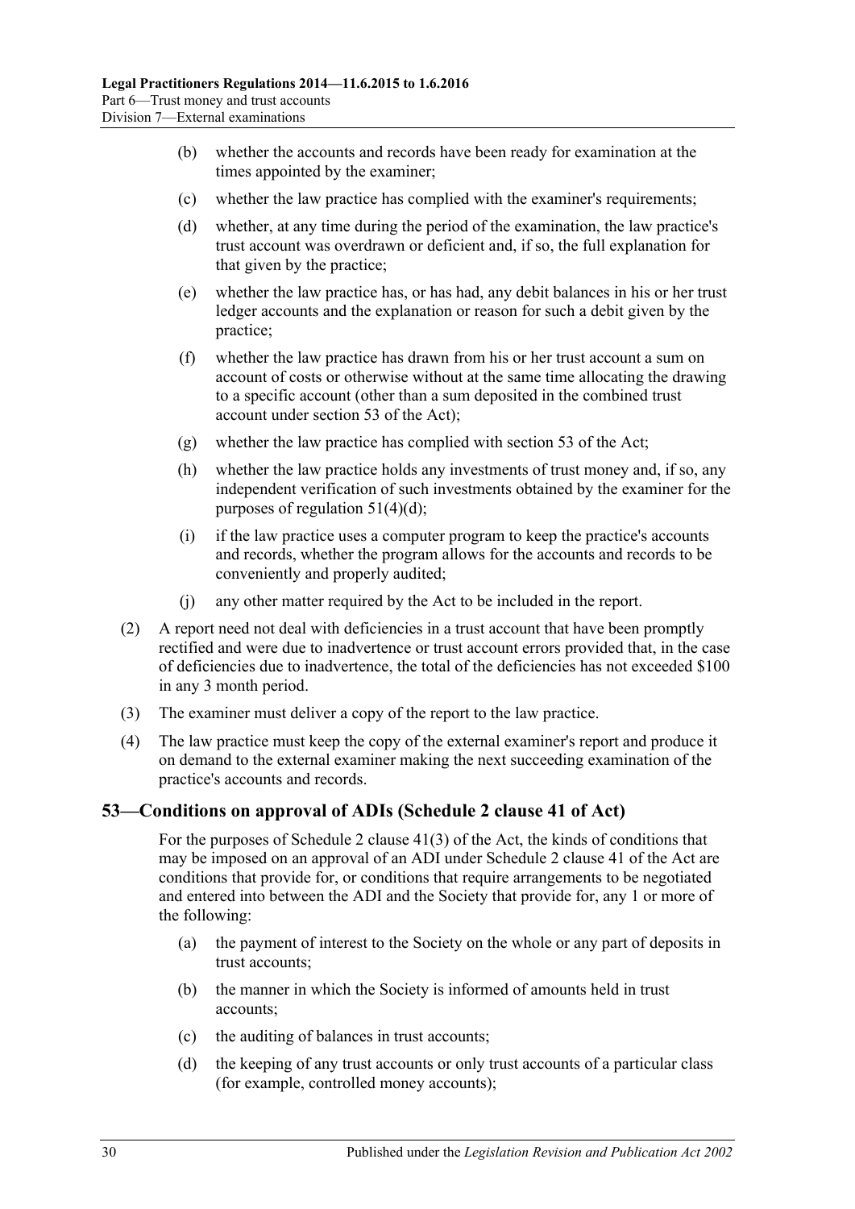(b) whether the accounts and records have been ready for examination at the times appointed by the examiner;

(c) whether the law practice has complied with the examiner's requirements;

(d) whether, at any time during the period of the examination, the law practice's trust account was overdrawn or deficient and, if so, the full explanation for that given by the practice;

(e) whether the law practice has, or has had, any debit balances in his or her trust ledger accounts and the explanation or reason for such a debit given by the practice;

(f) whether the law practice has drawn from his or her trust account a sum on account of costs or otherwise without at the same time allocating the drawing to a specific account (other than a sum deposited in the combined trust account under section 53 of the Act);

(g) whether the law practice has complied with section 53 of the Act;

(h) whether the law practice holds any investments of trust money and, if so, any independent verification of such investments obtained by the examiner for the purposes of regulation 51(4)(d);

(i) if the law practice uses a computer program to keep the practice's accounts and records, whether the program allows for the accounts and records to be conveniently and properly audited;

(j) any other matter required by the Act to be included in the report.

(2) A report need not deal with deficiencies in a trust account that have been promptly rectified and were due to inadvertence or trust account errors provided that, in the case of deficiencies due to inadvertence, the total of the deficiencies has not exceeded $100 in any 3 month period.

(3) The examiner must deliver a copy of the report to the law practice.

(4) The law practice must keep the copy of the external examiner's report and produce it on demand to the external examiner making the next succeeding examination of the practice's accounts and records.

## 53—Conditions on approval of ADIs (Schedule 2 clause 41 of Act)

For the purposes of Schedule 2 clause 41(3) of the Act, the kinds of conditions that may be imposed on an approval of an ADI under Schedule 2 clause 41 of the Act are conditions that provide for, or conditions that require arrangements to be negotiated and entered into between the ADI and the Society that provide for, any 1 or more of the following:

(a) the payment of interest to the Society on the whole or any part of deposits in trust accounts;

(b) the manner in which the Society is informed of amounts held in trust accounts;

(c) the auditing of balances in trust accounts;

(d) the keeping of any trust accounts or only trust accounts of a particular class (for example, controlled money accounts);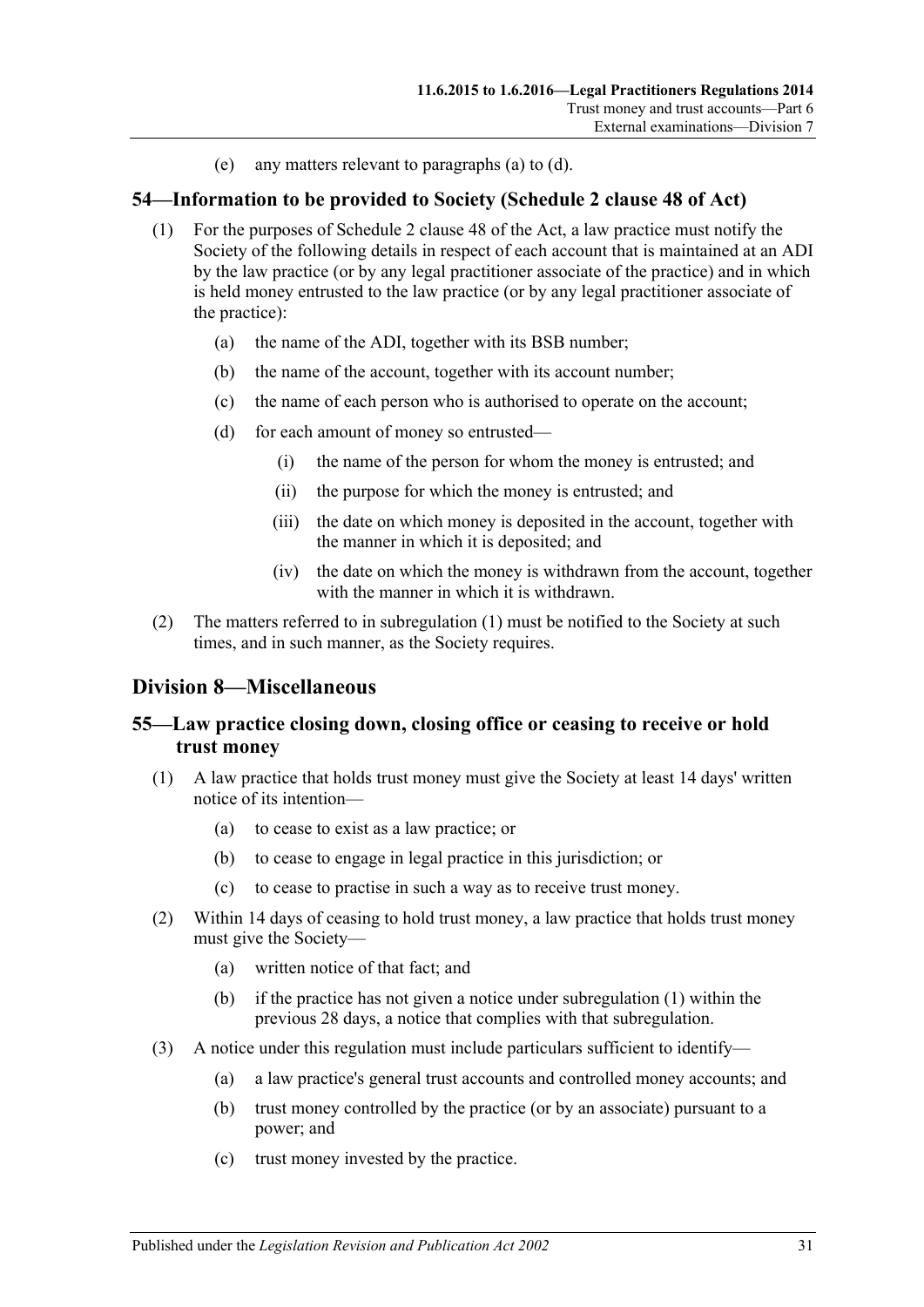(e) any matters relevant to paragraphs (a) to (d).

## 54—Information to be provided to Society (Schedule 2 clause 48 of Act)

(1) For the purposes of Schedule 2 clause 48 of the Act, a law practice must notify the Society of the following details in respect of each account that is maintained at an ADI by the law practice (or by any legal practitioner associate of the practice) and in which is held money entrusted to the law practice (or by any legal practitioner associate of the practice):

(a) the name of the ADI, together with its BSB number;

(b) the name of the account, together with its account number;

(c) the name of each person who is authorised to operate on the account;

(d) for each amount of money so entrusted—

(i) the name of the person for whom the money is entrusted; and

(ii) the purpose for which the money is entrusted; and

(iii) the date on which money is deposited in the account, together with the manner in which it is deposited; and

(iv) the date on which the money is withdrawn from the account, together with the manner in which it is withdrawn.

(2) The matters referred to in subregulation (1) must be notified to the Society at such times, and in such manner, as the Society requires.

# Division 8—Miscellaneous

## 55—Law practice closing down, closing office or ceasing to receive or hold trust money

(1) A law practice that holds trust money must give the Society at least 14 days' written notice of its intention—

(a) to cease to exist as a law practice; or

(b) to cease to engage in legal practice in this jurisdiction; or

(c) to cease to practise in such a way as to receive trust money.

(2) Within 14 days of ceasing to hold trust money, a law practice that holds trust money must give the Society—

(a) written notice of that fact; and

(b) if the practice has not given a notice under subregulation (1) within the previous 28 days, a notice that complies with that subregulation.

(3) A notice under this regulation must include particulars sufficient to identify—

(a) a law practice's general trust accounts and controlled money accounts; and

(b) trust money controlled by the practice (or by an associate) pursuant to a power; and

(c) trust money invested by the practice.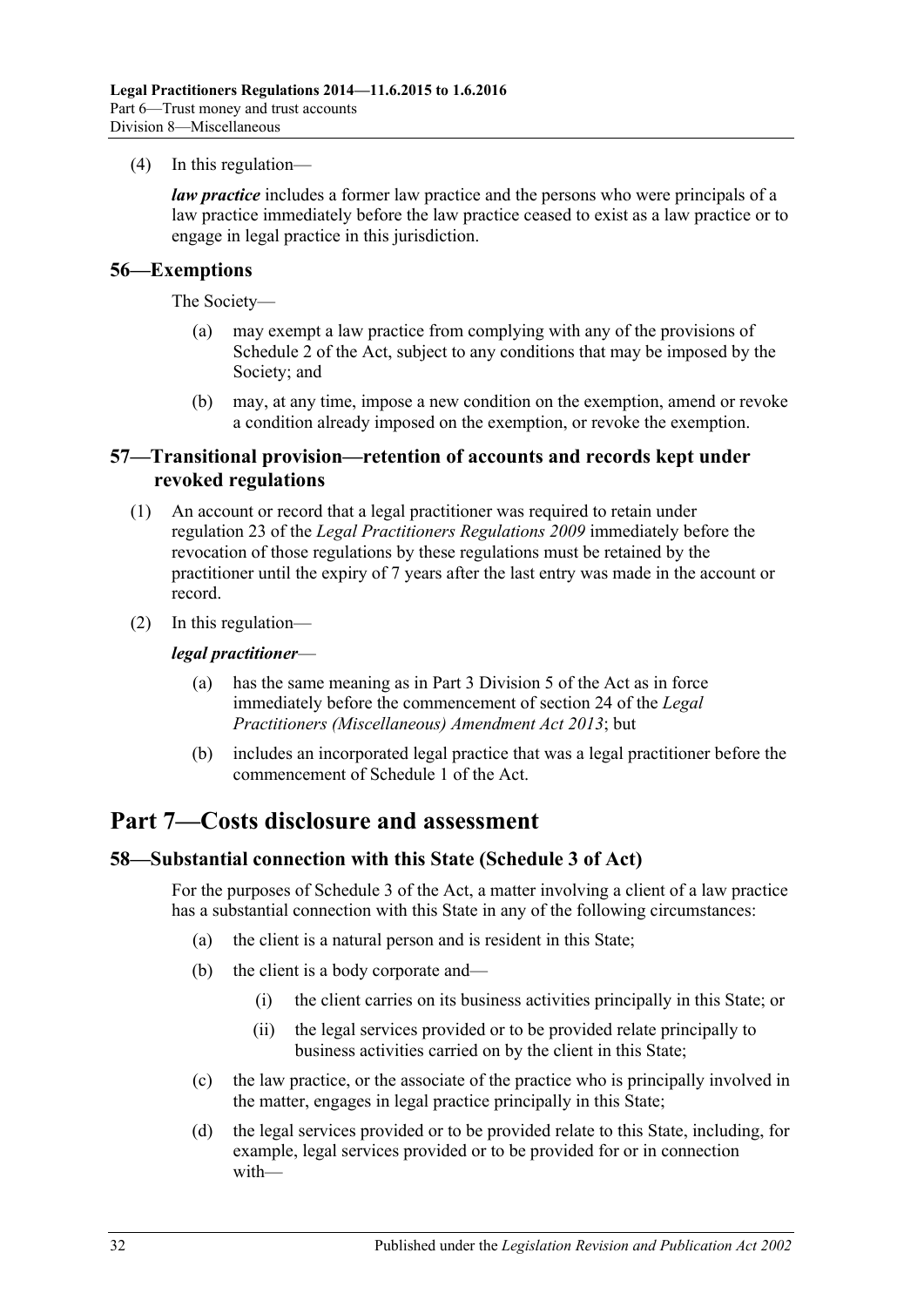(4) In this regulation—

***law practice*** includes a former law practice and the persons who were principals of a law practice immediately before the law practice ceased to exist as a law practice or to engage in legal practice in this jurisdiction.

### 56—Exemptions

The Society—

(a) may exempt a law practice from complying with any of the provisions of Schedule 2 of the Act, subject to any conditions that may be imposed by the Society; and

(b) may, at any time, impose a new condition on the exemption, amend or revoke a condition already imposed on the exemption, or revoke the exemption.

### 57—Transitional provision—retention of accounts and records kept under revoked regulations

(1) An account or record that a legal practitioner was required to retain under regulation 23 of the *Legal Practitioners Regulations 2009* immediately before the revocation of those regulations by these regulations must be retained by the practitioner until the expiry of 7 years after the last entry was made in the account or record.

(2) In this regulation—

***legal practitioner***—

(a) has the same meaning as in Part 3 Division 5 of the Act as in force immediately before the commencement of section 24 of the *Legal Practitioners (Miscellaneous) Amendment Act 2013*; but

(b) includes an incorporated legal practice that was a legal practitioner before the commencement of Schedule 1 of the Act.

## Part 7—Costs disclosure and assessment

### 58—Substantial connection with this State (Schedule 3 of Act)

For the purposes of Schedule 3 of the Act, a matter involving a client of a law practice has a substantial connection with this State in any of the following circumstances:

(a) the client is a natural person and is resident in this State;

(b) the client is a body corporate and—

(i) the client carries on its business activities principally in this State; or

(ii) the legal services provided or to be provided relate principally to business activities carried on by the client in this State;

(c) the law practice, or the associate of the practice who is principally involved in the matter, engages in legal practice principally in this State;

(d) the legal services provided or to be provided relate to this State, including, for example, legal services provided or to be provided for or in connection with—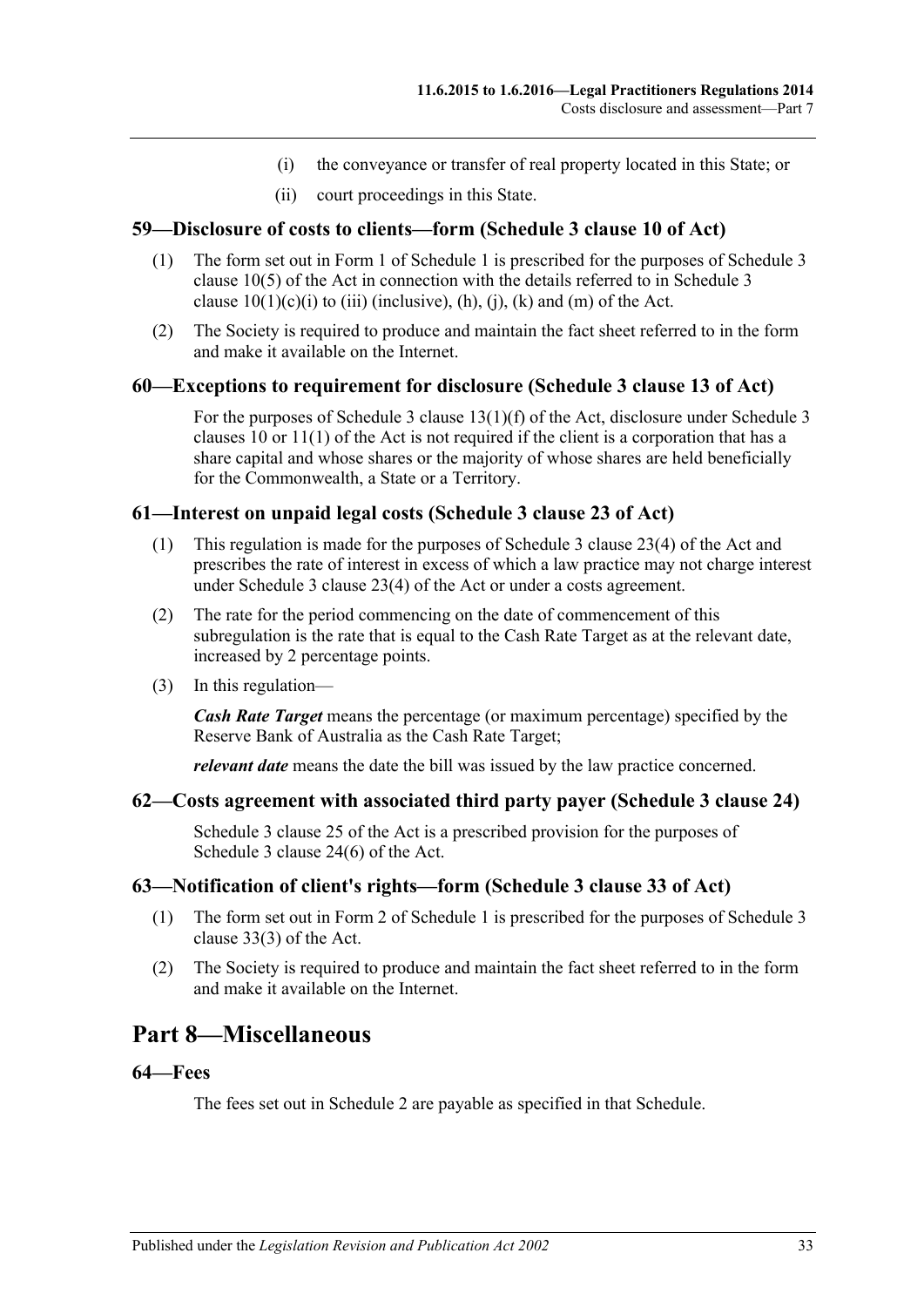(i) the conveyance or transfer of real property located in this State; or

(ii) court proceedings in this State.

### 59—Disclosure of costs to clients—form (Schedule 3 clause 10 of Act)

(1) The form set out in Form 1 of Schedule 1 is prescribed for the purposes of Schedule 3 clause 10(5) of the Act in connection with the details referred to in Schedule 3 clause 10(1)(c)(i) to (iii) (inclusive), (h), (j), (k) and (m) of the Act.

(2) The Society is required to produce and maintain the fact sheet referred to in the form and make it available on the Internet.

### 60—Exceptions to requirement for disclosure (Schedule 3 clause 13 of Act)

For the purposes of Schedule 3 clause 13(1)(f) of the Act, disclosure under Schedule 3 clauses 10 or 11(1) of the Act is not required if the client is a corporation that has a share capital and whose shares or the majority of whose shares are held beneficially for the Commonwealth, a State or a Territory.

### 61—Interest on unpaid legal costs (Schedule 3 clause 23 of Act)

(1) This regulation is made for the purposes of Schedule 3 clause 23(4) of the Act and prescribes the rate of interest in excess of which a law practice may not charge interest under Schedule 3 clause 23(4) of the Act or under a costs agreement.

(2) The rate for the period commencing on the date of commencement of this subregulation is the rate that is equal to the Cash Rate Target as at the relevant date, increased by 2 percentage points.

(3) In this regulation—

***Cash Rate Target*** means the percentage (or maximum percentage) specified by the Reserve Bank of Australia as the Cash Rate Target;

***relevant date*** means the date the bill was issued by the law practice concerned.

### 62—Costs agreement with associated third party payer (Schedule 3 clause 24)

Schedule 3 clause 25 of the Act is a prescribed provision for the purposes of Schedule 3 clause 24(6) of the Act.

### 63—Notification of client's rights—form (Schedule 3 clause 33 of Act)

(1) The form set out in Form 2 of Schedule 1 is prescribed for the purposes of Schedule 3 clause 33(3) of the Act.

(2) The Society is required to produce and maintain the fact sheet referred to in the form and make it available on the Internet.

## Part 8—Miscellaneous

### 64—Fees

The fees set out in Schedule 2 are payable as specified in that Schedule.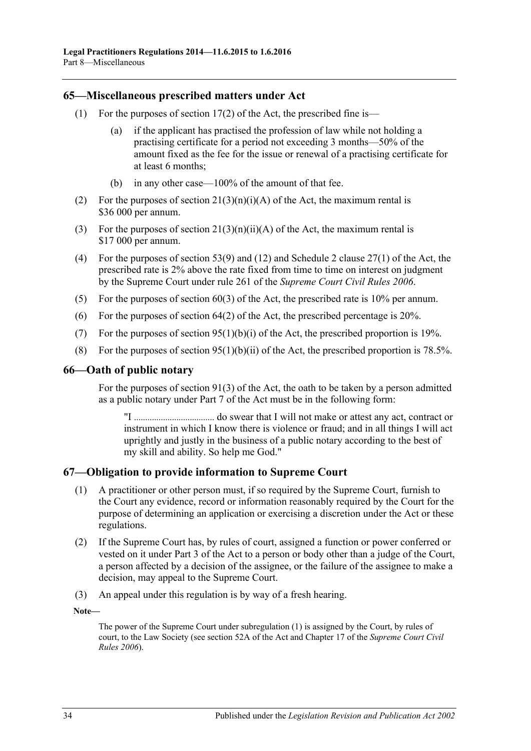## 65—Miscellaneous prescribed matters under Act

(1) For the purposes of section 17(2) of the Act, the prescribed fine is—

(a) if the applicant has practised the profession of law while not holding a practising certificate for a period not exceeding 3 months—50% of the amount fixed as the fee for the issue or renewal of a practising certificate for at least 6 months;

(b) in any other case—100% of the amount of that fee.

(2) For the purposes of section 21(3)(n)(i)(A) of the Act, the maximum rental is $36 000 per annum.

(3) For the purposes of section 21(3)(n)(ii)(A) of the Act, the maximum rental is $17 000 per annum.

(4) For the purposes of section 53(9) and (12) and Schedule 2 clause 27(1) of the Act, the prescribed rate is 2% above the rate fixed from time to time on interest on judgment by the Supreme Court under rule 261 of the *Supreme Court Civil Rules 2006*.

(5) For the purposes of section 60(3) of the Act, the prescribed rate is 10% per annum.

(6) For the purposes of section 64(2) of the Act, the prescribed percentage is 20%.

(7) For the purposes of section 95(1)(b)(i) of the Act, the prescribed proportion is 19%.

(8) For the purposes of section 95(1)(b)(ii) of the Act, the prescribed proportion is 78.5%.

## 66—Oath of public notary

For the purposes of section 91(3) of the Act, the oath to be taken by a person admitted as a public notary under Part 7 of the Act must be in the following form:

"I .................................. do swear that I will not make or attest any act, contract or instrument in which I know there is violence or fraud; and in all things I will act uprightly and justly in the business of a public notary according to the best of my skill and ability. So help me God."

## 67—Obligation to provide information to Supreme Court

(1) A practitioner or other person must, if so required by the Supreme Court, furnish to the Court any evidence, record or information reasonably required by the Court for the purpose of determining an application or exercising a discretion under the Act or these regulations.

(2) If the Supreme Court has, by rules of court, assigned a function or power conferred or vested on it under Part 3 of the Act to a person or body other than a judge of the Court, a person affected by a decision of the assignee, or the failure of the assignee to make a decision, may appeal to the Supreme Court.

(3) An appeal under this regulation is by way of a fresh hearing.

**Note—**

The power of the Supreme Court under subregulation (1) is assigned by the Court, by rules of court, to the Law Society (see section 52A of the Act and Chapter 17 of the *Supreme Court Civil Rules 2006*).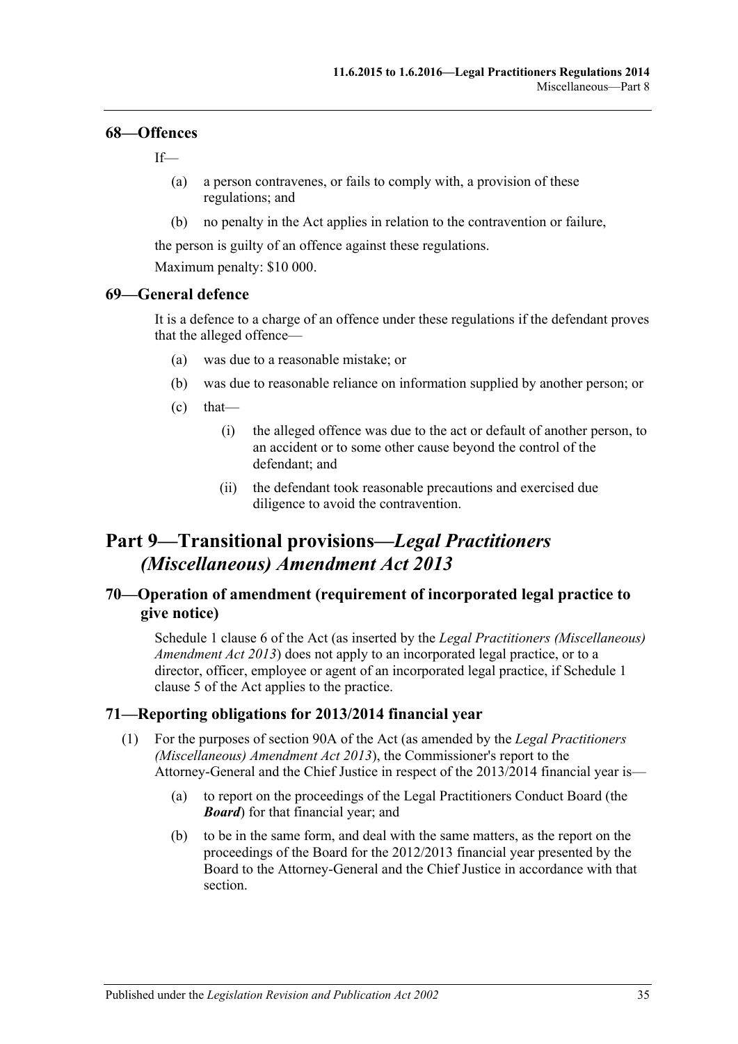### 68—Offences

If—

(a) a person contravenes, or fails to comply with, a provision of these regulations; and

(b) no penalty in the Act applies in relation to the contravention or failure,

the person is guilty of an offence against these regulations.

Maximum penalty: $10 000.

### 69—General defence

It is a defence to a charge of an offence under these regulations if the defendant proves that the alleged offence—

(a) was due to a reasonable mistake; or

(b) was due to reasonable reliance on information supplied by another person; or

(c) that—

(i) the alleged offence was due to the act or default of another person, to an accident or to some other cause beyond the control of the defendant; and

(ii) the defendant took reasonable precautions and exercised due diligence to avoid the contravention.

## Part 9—Transitional provisions—*Legal Practitioners (Miscellaneous) Amendment Act 2013*

### 70—Operation of amendment (requirement of incorporated legal practice to give notice)

Schedule 1 clause 6 of the Act (as inserted by the *Legal Practitioners (Miscellaneous) Amendment Act 2013*) does not apply to an incorporated legal practice, or to a director, officer, employee or agent of an incorporated legal practice, if Schedule 1 clause 5 of the Act applies to the practice.

### 71—Reporting obligations for 2013/2014 financial year

(1) For the purposes of section 90A of the Act (as amended by the *Legal Practitioners (Miscellaneous) Amendment Act 2013*), the Commissioner's report to the Attorney-General and the Chief Justice in respect of the 2013/2014 financial year is—

(a) to report on the proceedings of the Legal Practitioners Conduct Board (the ***Board***) for that financial year; and

(b) to be in the same form, and deal with the same matters, as the report on the proceedings of the Board for the 2012/2013 financial year presented by the Board to the Attorney-General and the Chief Justice in accordance with that section.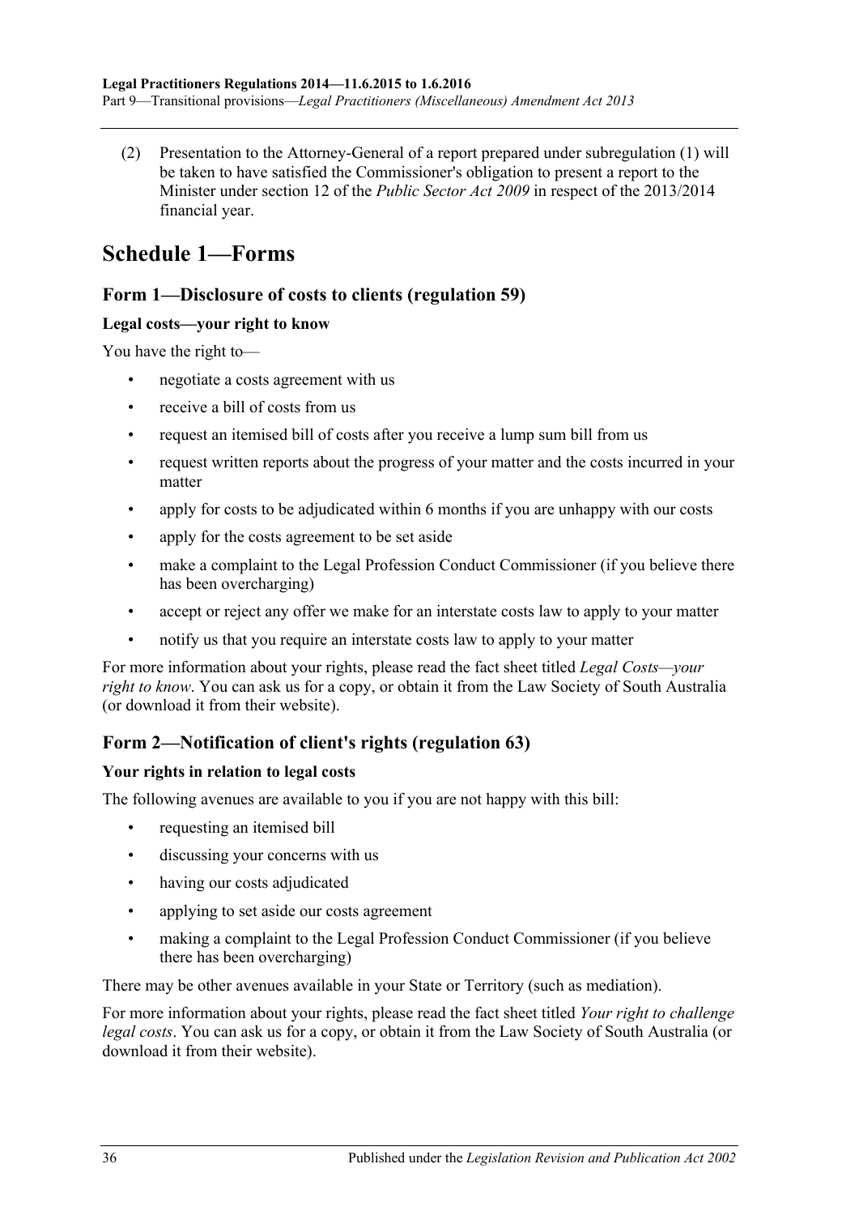(2) Presentation to the Attorney-General of a report prepared under subregulation (1) will be taken to have satisfied the Commissioner's obligation to present a report to the Minister under section 12 of the *Public Sector Act 2009* in respect of the 2013/2014 financial year.

# Schedule 1—Forms

## Form 1—Disclosure of costs to clients (regulation 59)

### Legal costs—your right to know

You have the right to—

- negotiate a costs agreement with us
- receive a bill of costs from us
- request an itemised bill of costs after you receive a lump sum bill from us
- request written reports about the progress of your matter and the costs incurred in your matter
- apply for costs to be adjudicated within 6 months if you are unhappy with our costs
- apply for the costs agreement to be set aside
- make a complaint to the Legal Profession Conduct Commissioner (if you believe there has been overcharging)
- accept or reject any offer we make for an interstate costs law to apply to your matter
- notify us that you require an interstate costs law to apply to your matter

For more information about your rights, please read the fact sheet titled *Legal Costs—your right to know*. You can ask us for a copy, or obtain it from the Law Society of South Australia (or download it from their website).

## Form 2—Notification of client's rights (regulation 63)

### Your rights in relation to legal costs

The following avenues are available to you if you are not happy with this bill:

- requesting an itemised bill
- discussing your concerns with us
- having our costs adjudicated
- applying to set aside our costs agreement
- making a complaint to the Legal Profession Conduct Commissioner (if you believe there has been overcharging)

There may be other avenues available in your State or Territory (such as mediation).

For more information about your rights, please read the fact sheet titled *Your right to challenge legal costs*. You can ask us for a copy, or obtain it from the Law Society of South Australia (or download it from their website).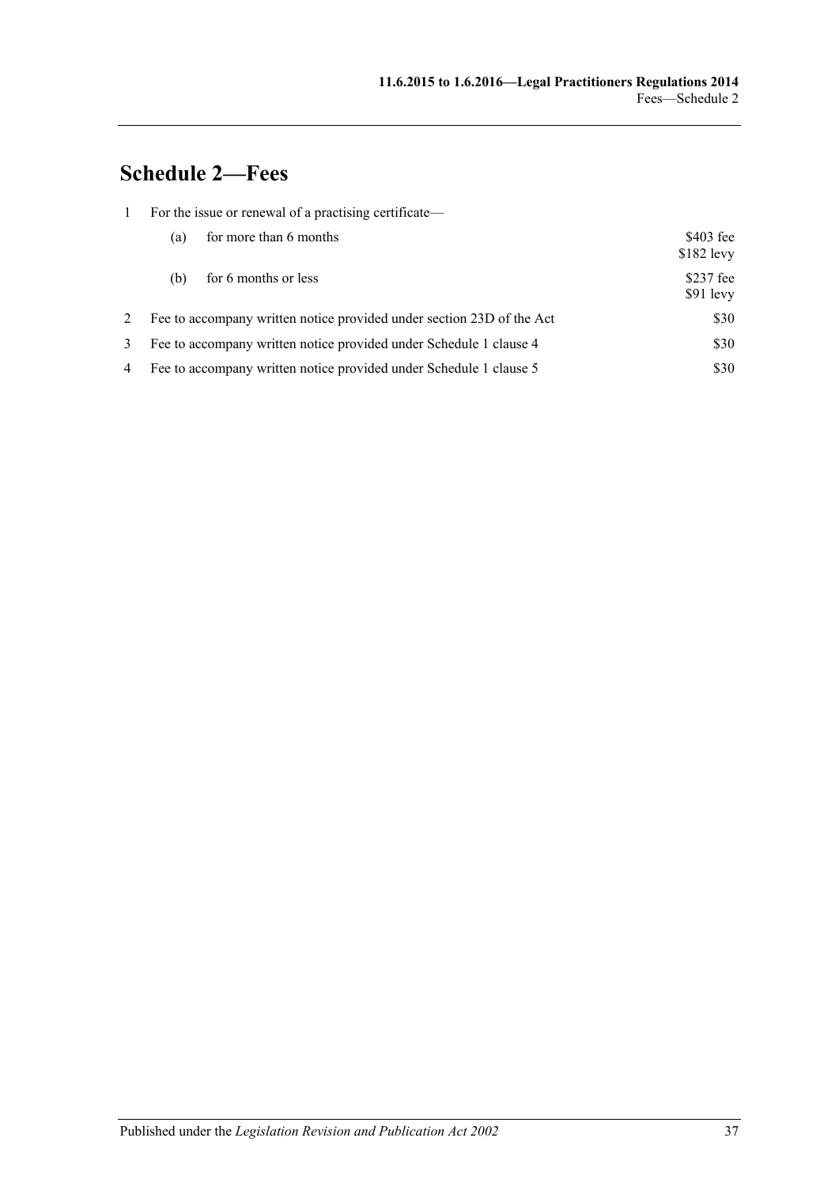## Schedule 2—Fees

| | | |
|---|---|---|
| 1 | For the issue or renewal of a practising certificate— | |
| | (a) for more than 6 months | \$403 fee<br>\$182 levy |
| | (b) for 6 months or less | \$237 fee<br>\$91 levy |
| 2 | Fee to accompany written notice provided under section 23D of the Act | \$30 |
| 3 | Fee to accompany written notice provided under Schedule 1 clause 4 | \$30 |
| 4 | Fee to accompany written notice provided under Schedule 1 clause 5 | \$30 |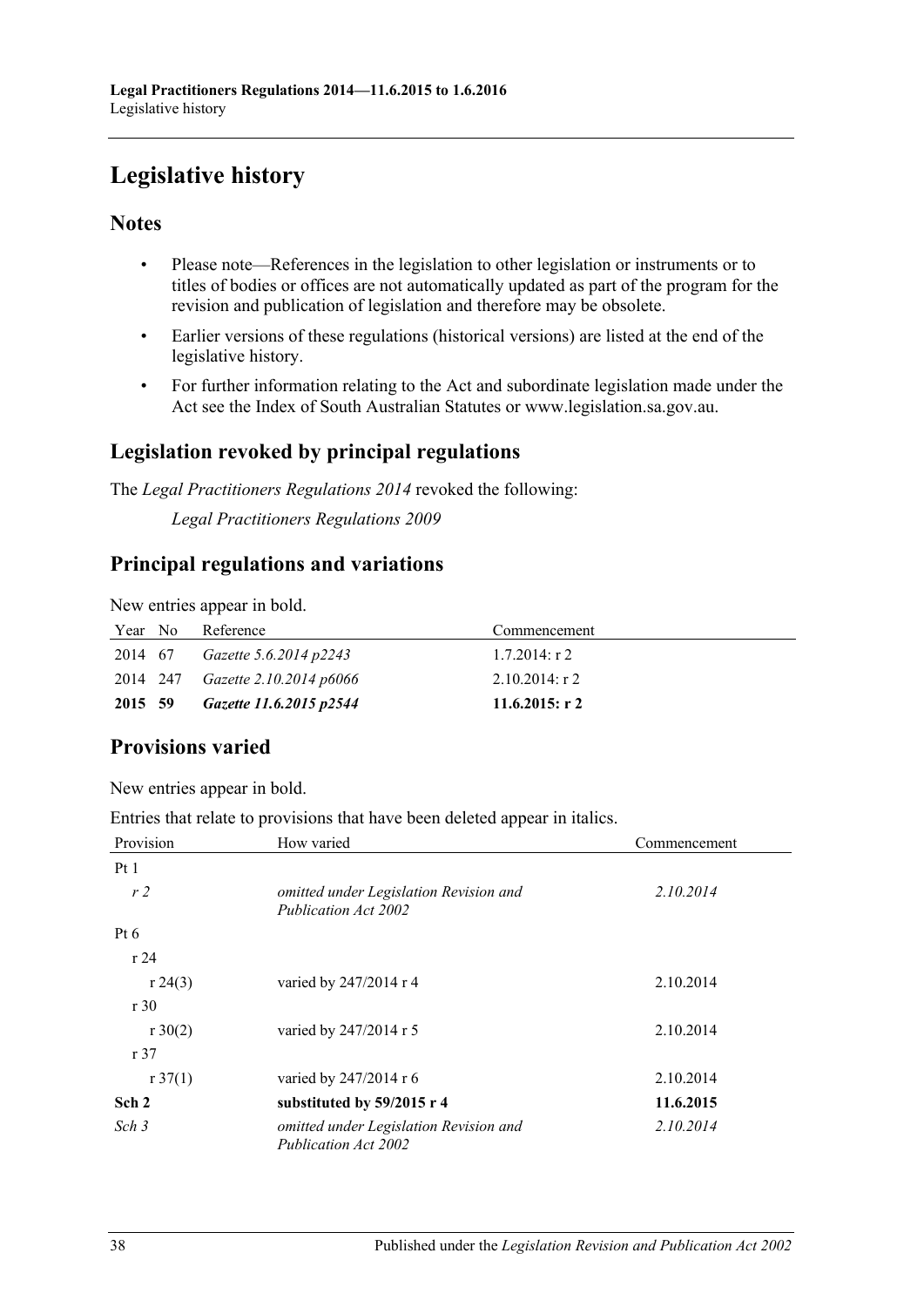# Legislative history

## Notes

- Please note—References in the legislation to other legislation or instruments or to titles of bodies or offices are not automatically updated as part of the program for the revision and publication of legislation and therefore may be obsolete.
- Earlier versions of these regulations (historical versions) are listed at the end of the legislative history.
- For further information relating to the Act and subordinate legislation made under the Act see the Index of South Australian Statutes or www.legislation.sa.gov.au.

## Legislation revoked by principal regulations

The *Legal Practitioners Regulations 2014* revoked the following:

*Legal Practitioners Regulations 2009*

## Principal regulations and variations

New entries appear in bold.

| Year | No | Reference | Commencement |
|---|---|---|---|
| 2014 | 67 | *Gazette 5.6.2014 p2243* | 1.7.2014: r 2 |
| 2014 | 247 | *Gazette 2.10.2014 p6066* | 2.10.2014: r 2 |
| **2015** | **59** | ***Gazette 11.6.2015 p2544*** | **11.6.2015: r 2** |

## Provisions varied

New entries appear in bold.

Entries that relate to provisions that have been deleted appear in italics.

| Provision | How varied | Commencement |
|---|---|---|
| Pt 1 | | |
| *r 2* | *omitted under Legislation Revision and Publication Act 2002* | *2.10.2014* |
| Pt 6 | | |
| r 24 | | |
| r 24(3) | varied by 247/2014 r 4 | 2.10.2014 |
| r 30 | | |
| r 30(2) | varied by 247/2014 r 5 | 2.10.2014 |
| r 37 | | |
| r 37(1) | varied by 247/2014 r 6 | 2.10.2014 |
| **Sch 2** | **substituted by 59/2015 r 4** | **11.6.2015** |
| *Sch 3* | *omitted under Legislation Revision and Publication Act 2002* | *2.10.2014* |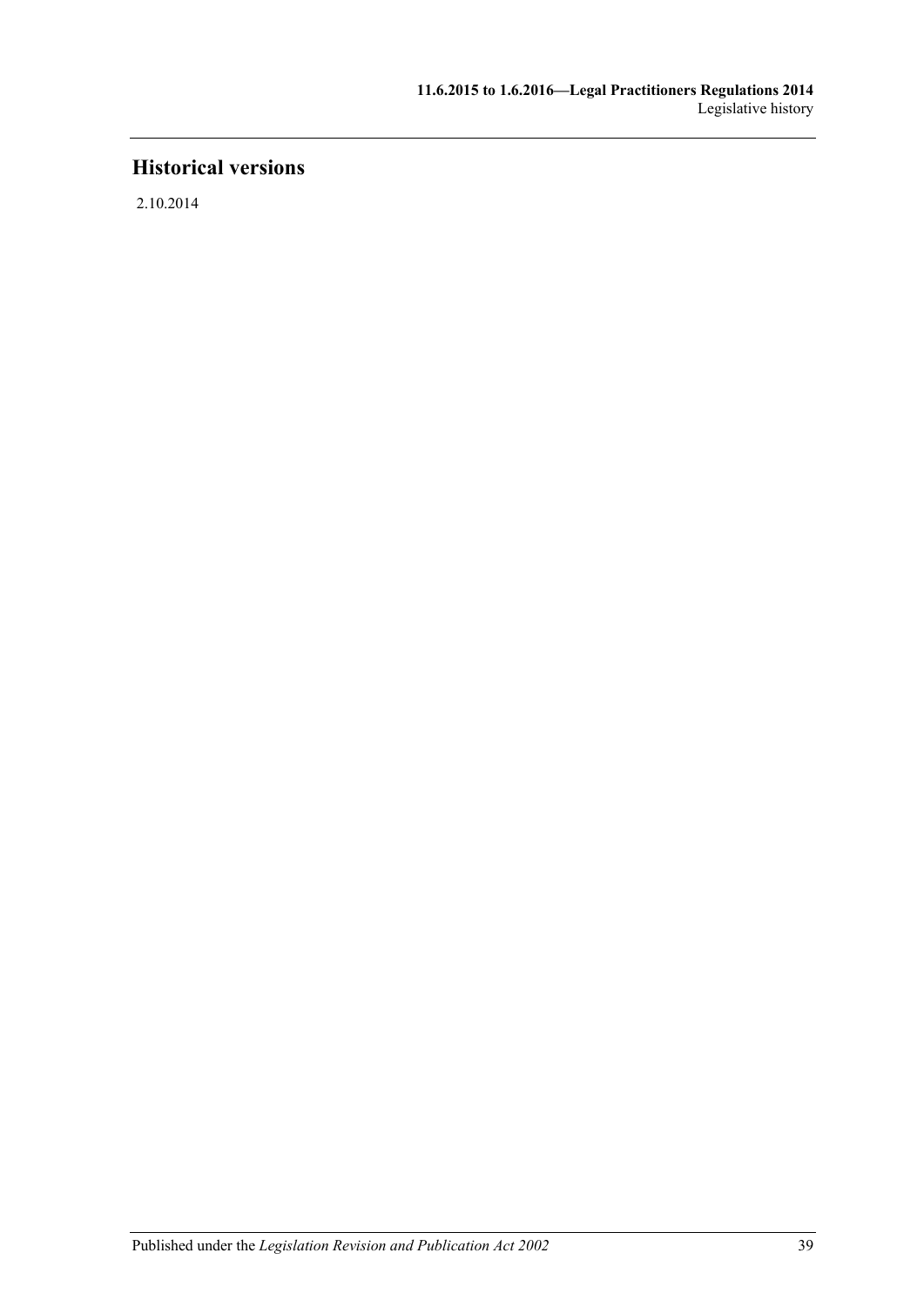## Historical versions

2.10.2014